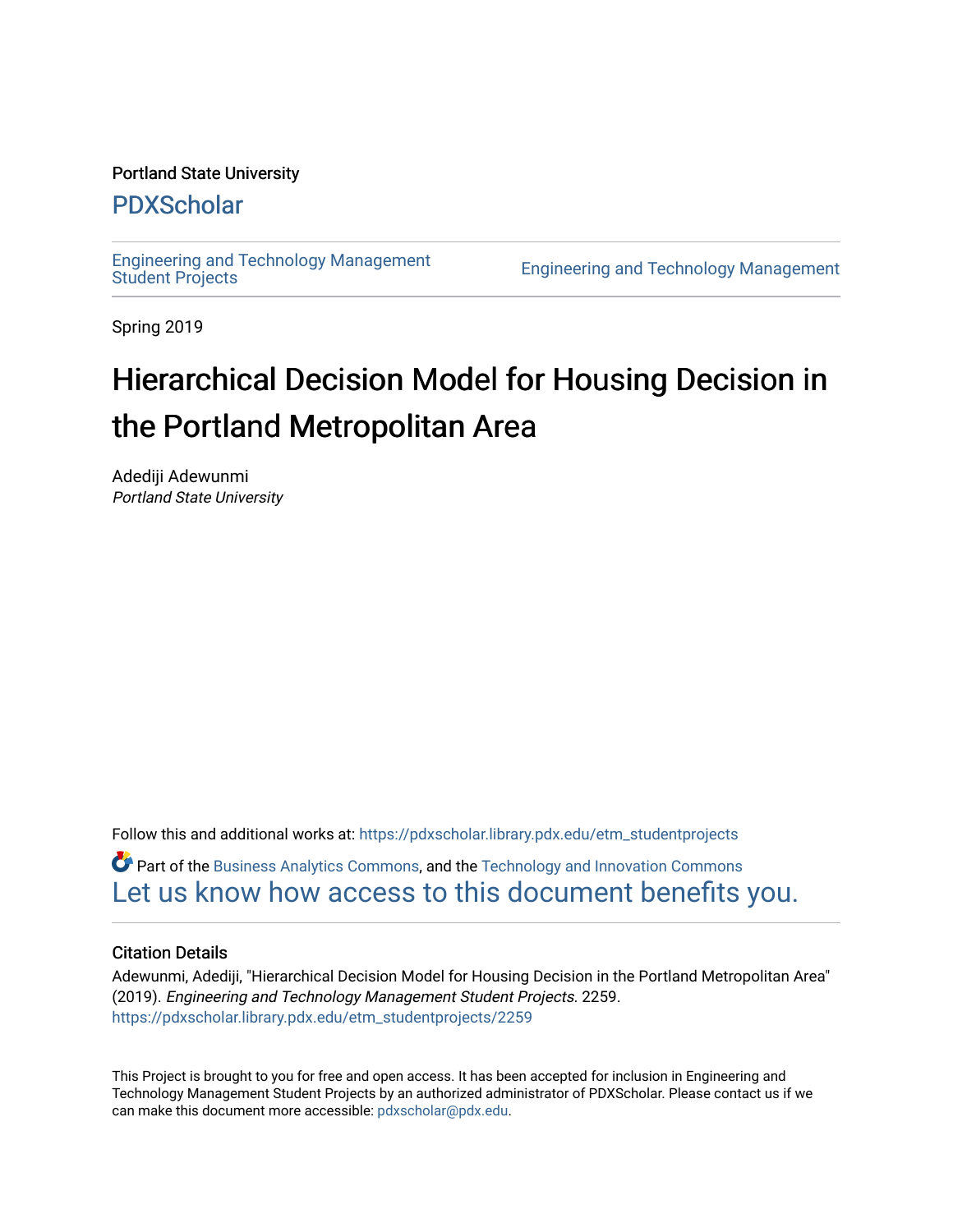Portland State University

## PDXScholar

Engineering and Technology Management Student Projects

Engineering and Technology Management

Spring 2019

# Hierarchical Decision Model for Housing Decision in the Portland Metropolitan Area

Adediji Adewunmi
*Portland State University*

Follow this and additional works at: https://pdxscholar.library.pdx.edu/etm_studentprojects

Part of the Business Analytics Commons, and the Technology and Innovation Commons
Let us know how access to this document benefits you.

### Citation Details

Adewunmi, Adediji, "Hierarchical Decision Model for Housing Decision in the Portland Metropolitan Area" (2019). *Engineering and Technology Management Student Projects*. 2259.
https://pdxscholar.library.pdx.edu/etm_studentprojects/2259

This Project is brought to you for free and open access. It has been accepted for inclusion in Engineering and Technology Management Student Projects by an authorized administrator of PDXScholar. Please contact us if we can make this document more accessible: pdxscholar@pdx.edu.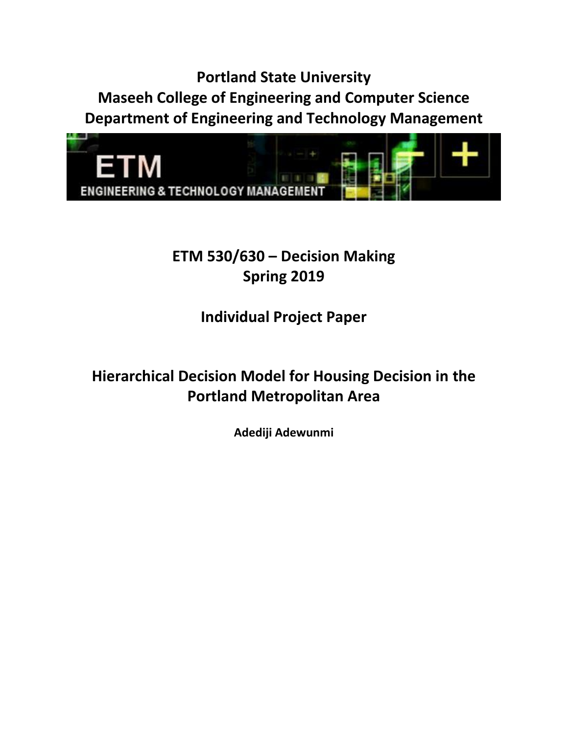# Portland State University
# Maseeh College of Engineering and Computer Science
# Department of Engineering and Technology Management

ETM
ENGINEERING & TECHNOLOGY MANAGEMENT

## ETM 530/630 – Decision Making
## Spring 2019

## Individual Project Paper

## Hierarchical Decision Model for Housing Decision in the Portland Metropolitan Area

**Adediji Adewunmi**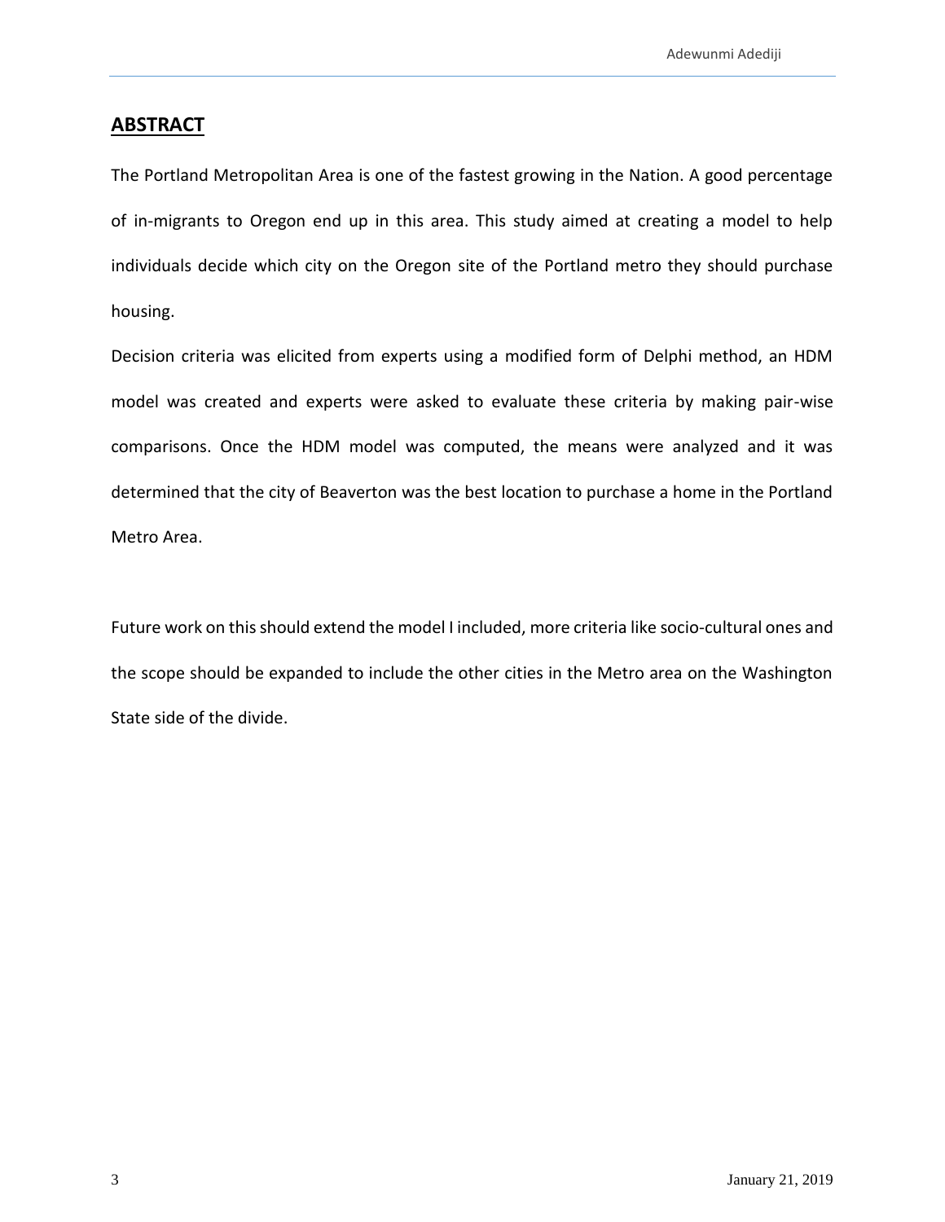## ABSTRACT

The Portland Metropolitan Area is one of the fastest growing in the Nation. A good percentage of in-migrants to Oregon end up in this area. This study aimed at creating a model to help individuals decide which city on the Oregon site of the Portland metro they should purchase housing.

Decision criteria was elicited from experts using a modified form of Delphi method, an HDM model was created and experts were asked to evaluate these criteria by making pair-wise comparisons. Once the HDM model was computed, the means were analyzed and it was determined that the city of Beaverton was the best location to purchase a home in the Portland Metro Area.

Future work on this should extend the model I included, more criteria like socio-cultural ones and the scope should be expanded to include the other cities in the Metro area on the Washington State side of the divide.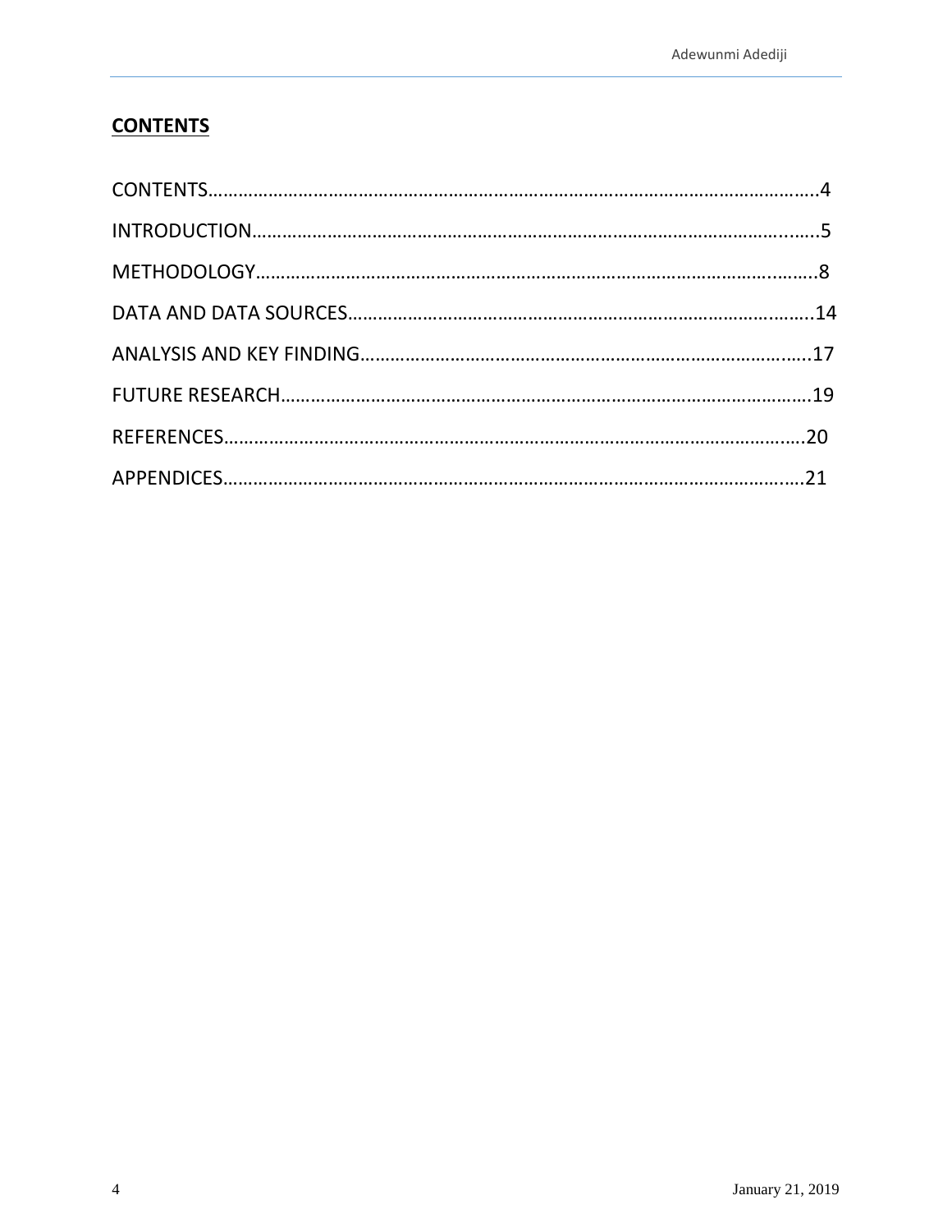## CONTENTS

CONTENTS…………………………………………………………………………………………………….4

INTRODUCTION……………………………………………………………………………………….…..5

METHODOLOGY…………………………………………………………………………………….……..8

DATA AND DATA SOURCES………………………………………………………………………..…….14

ANALYSIS AND KEY FINDING…………………………………………………………………………..17

FUTURE RESEARCH………………………………………………………………………………………19

REFERENCES……………………………………………………………………………………………….20

APPENDICES……………………………………………………………………………………………….21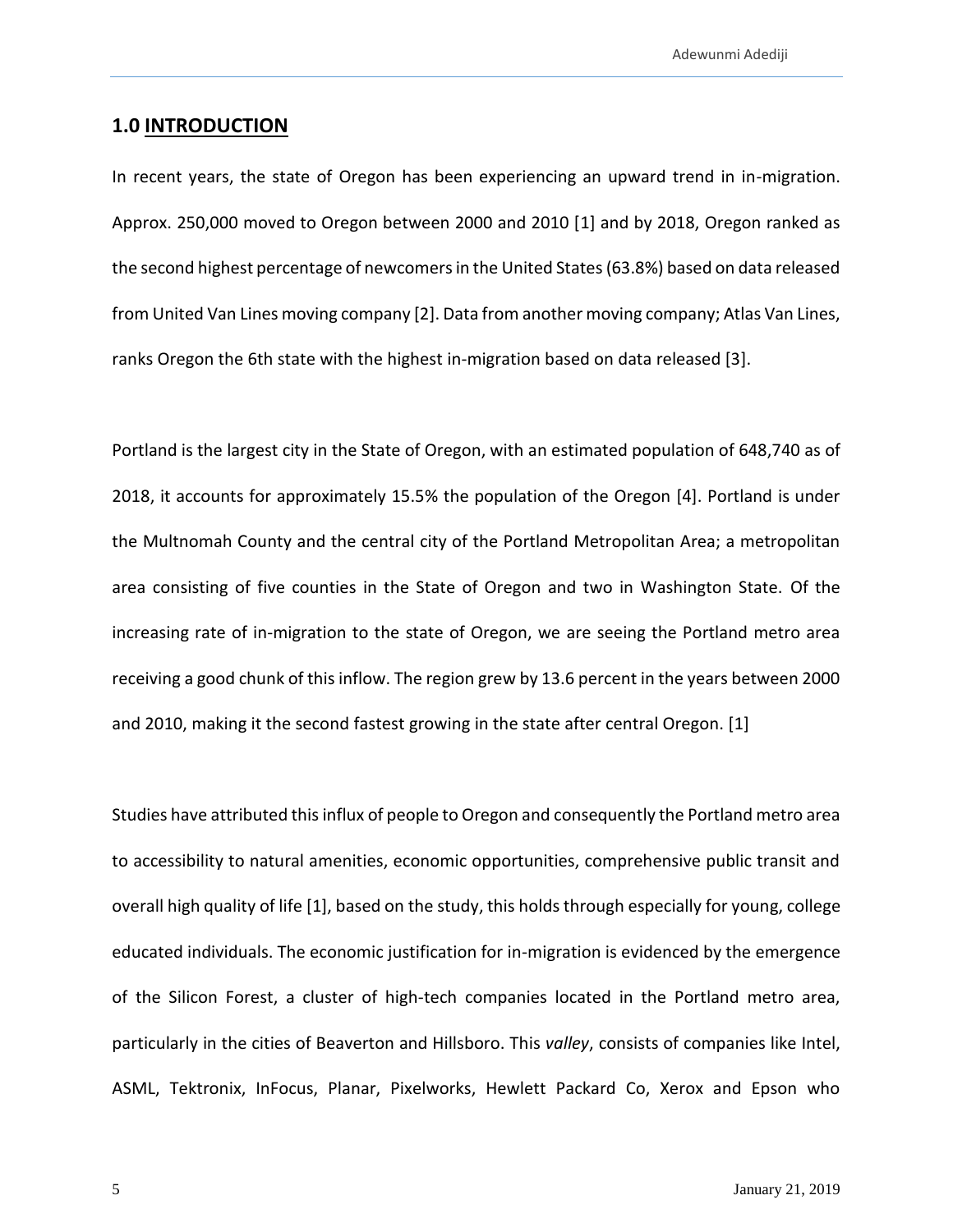## 1.0 INTRODUCTION

In recent years, the state of Oregon has been experiencing an upward trend in in-migration. Approx. 250,000 moved to Oregon between 2000 and 2010 [1] and by 2018, Oregon ranked as the second highest percentage of newcomers in the United States (63.8%) based on data released from United Van Lines moving company [2]. Data from another moving company; Atlas Van Lines, ranks Oregon the 6th state with the highest in-migration based on data released [3].

Portland is the largest city in the State of Oregon, with an estimated population of 648,740 as of 2018, it accounts for approximately 15.5% the population of the Oregon [4]. Portland is under the Multnomah County and the central city of the Portland Metropolitan Area; a metropolitan area consisting of five counties in the State of Oregon and two in Washington State. Of the increasing rate of in-migration to the state of Oregon, we are seeing the Portland metro area receiving a good chunk of this inflow. The region grew by 13.6 percent in the years between 2000 and 2010, making it the second fastest growing in the state after central Oregon. [1]

Studies have attributed this influx of people to Oregon and consequently the Portland metro area to accessibility to natural amenities, economic opportunities, comprehensive public transit and overall high quality of life [1], based on the study, this holds through especially for young, college educated individuals. The economic justification for in-migration is evidenced by the emergence of the Silicon Forest, a cluster of high-tech companies located in the Portland metro area, particularly in the cities of Beaverton and Hillsboro. This *valley*, consists of companies like Intel, ASML, Tektronix, InFocus, Planar, Pixelworks, Hewlett Packard Co, Xerox and Epson who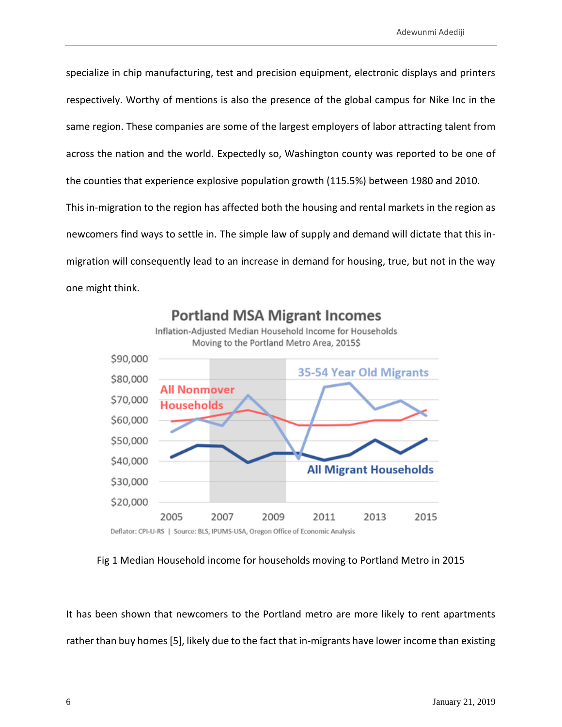specialize in chip manufacturing, test and precision equipment, electronic displays and printers respectively. Worthy of mentions is also the presence of the global campus for Nike Inc in the same region. These companies are some of the largest employers of labor attracting talent from across the nation and the world. Expectedly so, Washington county was reported to be one of the counties that experience explosive population growth (115.5%) between 1980 and 2010. This in-migration to the region has affected both the housing and rental markets in the region as newcomers find ways to settle in. The simple law of supply and demand will dictate that this in-migration will consequently lead to an increase in demand for housing, true, but not in the way one might think.

Fig 1 Median Household income for households moving to Portland Metro in 2015

It has been shown that newcomers to the Portland metro are more likely to rent apartments rather than buy homes [5], likely due to the fact that in-migrants have lower income than existing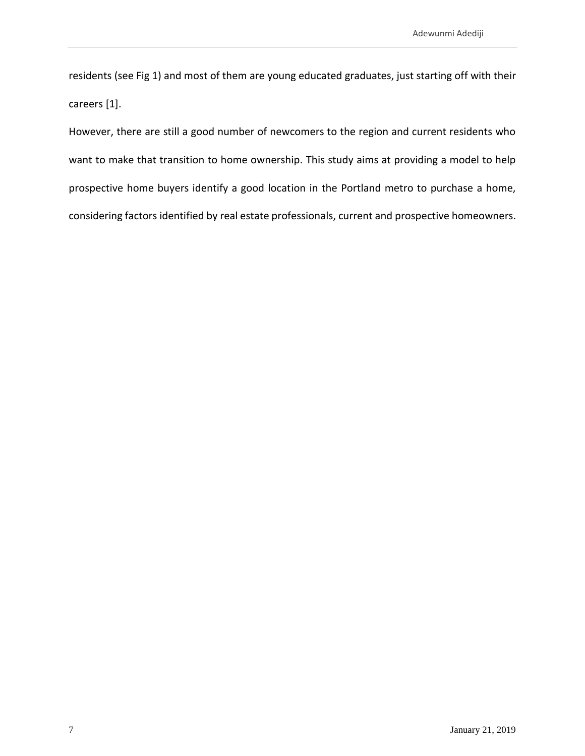residents (see Fig 1) and most of them are young educated graduates, just starting off with their careers [1].

However, there are still a good number of newcomers to the region and current residents who want to make that transition to home ownership. This study aims at providing a model to help prospective home buyers identify a good location in the Portland metro to purchase a home, considering factors identified by real estate professionals, current and prospective homeowners.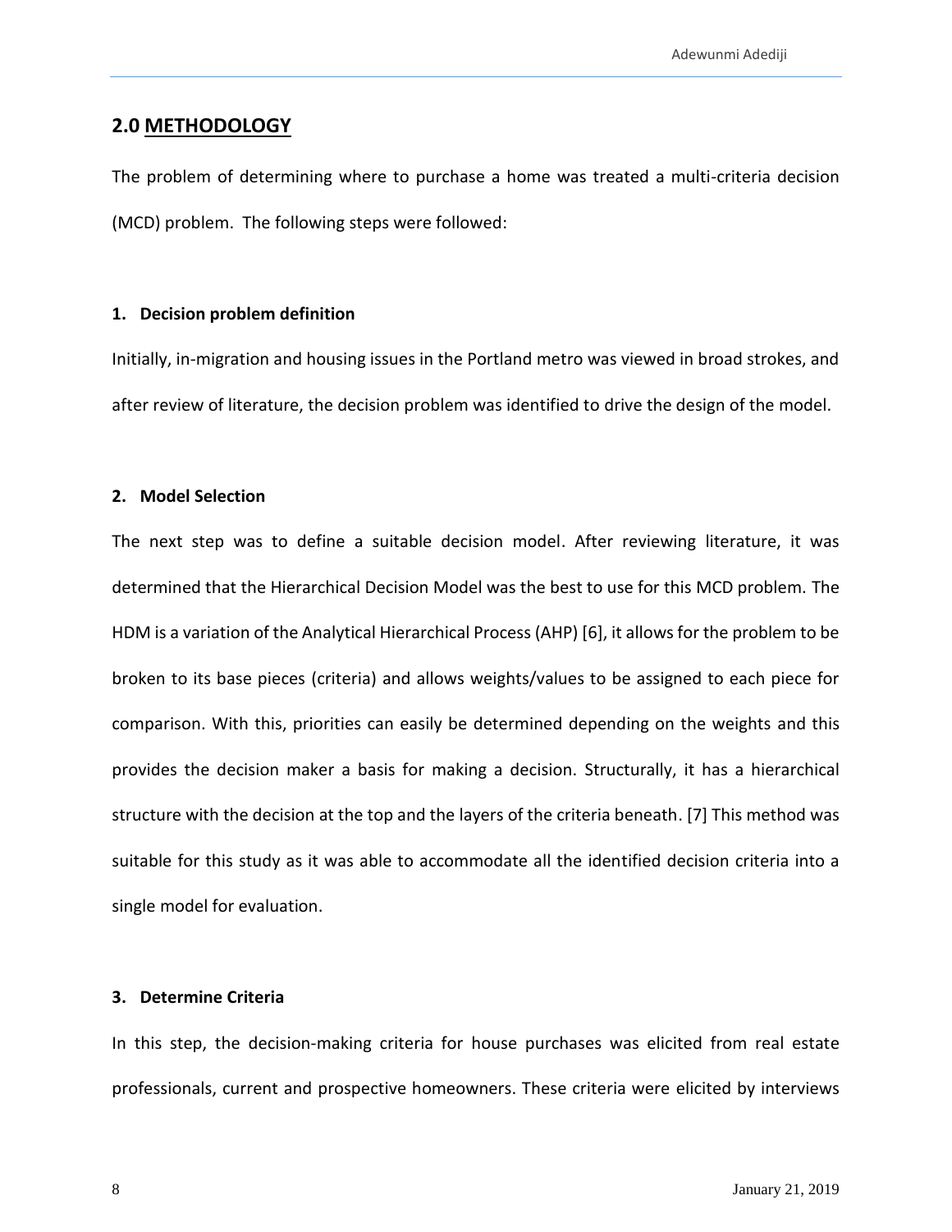## 2.0 METHODOLOGY

The problem of determining where to purchase a home was treated a multi-criteria decision (MCD) problem. The following steps were followed:

**1. Decision problem definition**

Initially, in-migration and housing issues in the Portland metro was viewed in broad strokes, and after review of literature, the decision problem was identified to drive the design of the model.

**2. Model Selection**

The next step was to define a suitable decision model. After reviewing literature, it was determined that the Hierarchical Decision Model was the best to use for this MCD problem. The HDM is a variation of the Analytical Hierarchical Process (AHP) [6], it allows for the problem to be broken to its base pieces (criteria) and allows weights/values to be assigned to each piece for comparison. With this, priorities can easily be determined depending on the weights and this provides the decision maker a basis for making a decision. Structurally, it has a hierarchical structure with the decision at the top and the layers of the criteria beneath. [7] This method was suitable for this study as it was able to accommodate all the identified decision criteria into a single model for evaluation.

**3. Determine Criteria**

In this step, the decision-making criteria for house purchases was elicited from real estate professionals, current and prospective homeowners. These criteria were elicited by interviews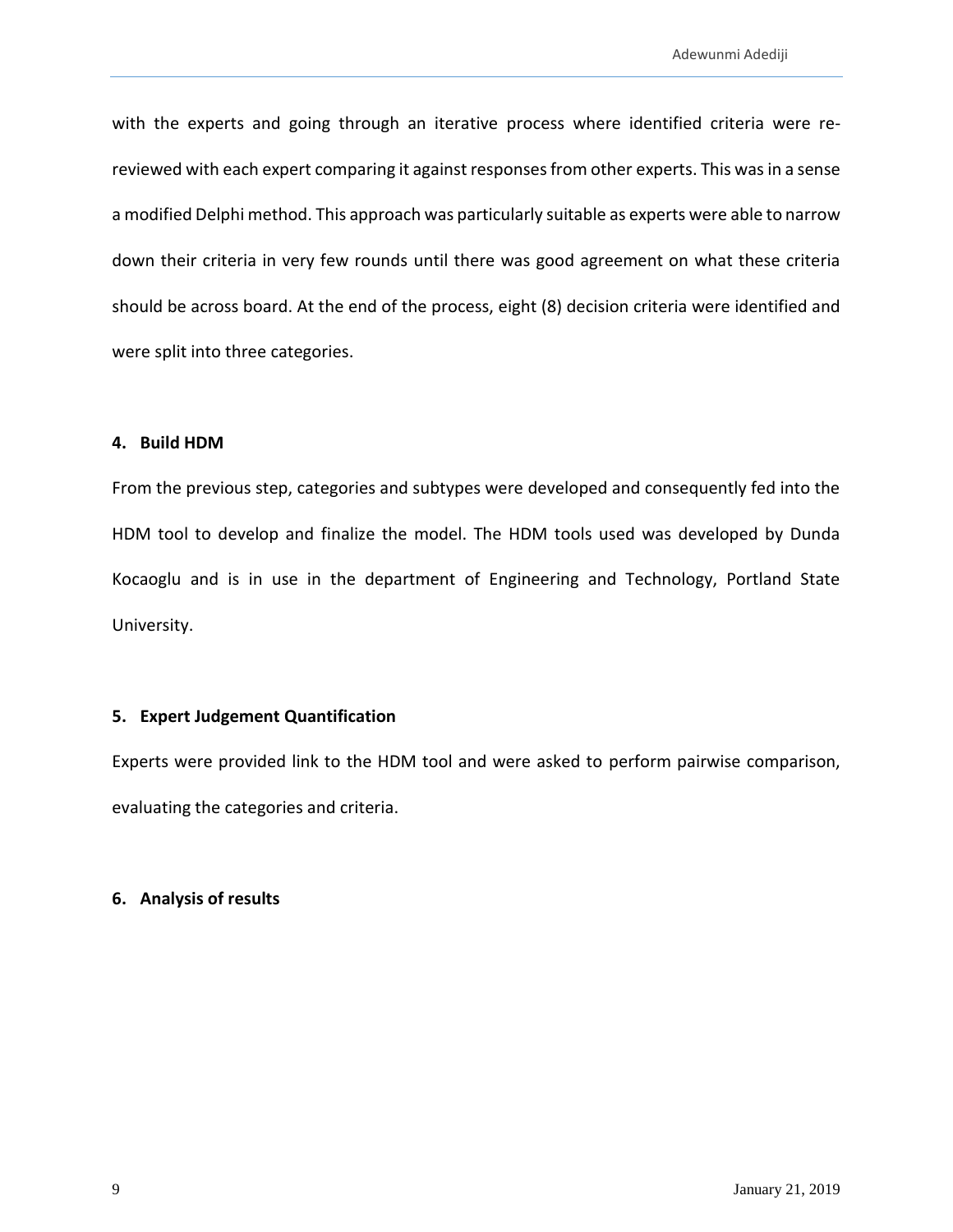with the experts and going through an iterative process where identified criteria were re-reviewed with each expert comparing it against responses from other experts. This was in a sense a modified Delphi method. This approach was particularly suitable as experts were able to narrow down their criteria in very few rounds until there was good agreement on what these criteria should be across board. At the end of the process, eight (8) decision criteria were identified and were split into three categories.

**4. Build HDM**

From the previous step, categories and subtypes were developed and consequently fed into the HDM tool to develop and finalize the model. The HDM tools used was developed by Dunda Kocaoglu and is in use in the department of Engineering and Technology, Portland State University.

**5. Expert Judgement Quantification**

Experts were provided link to the HDM tool and were asked to perform pairwise comparison, evaluating the categories and criteria.

**6. Analysis of results**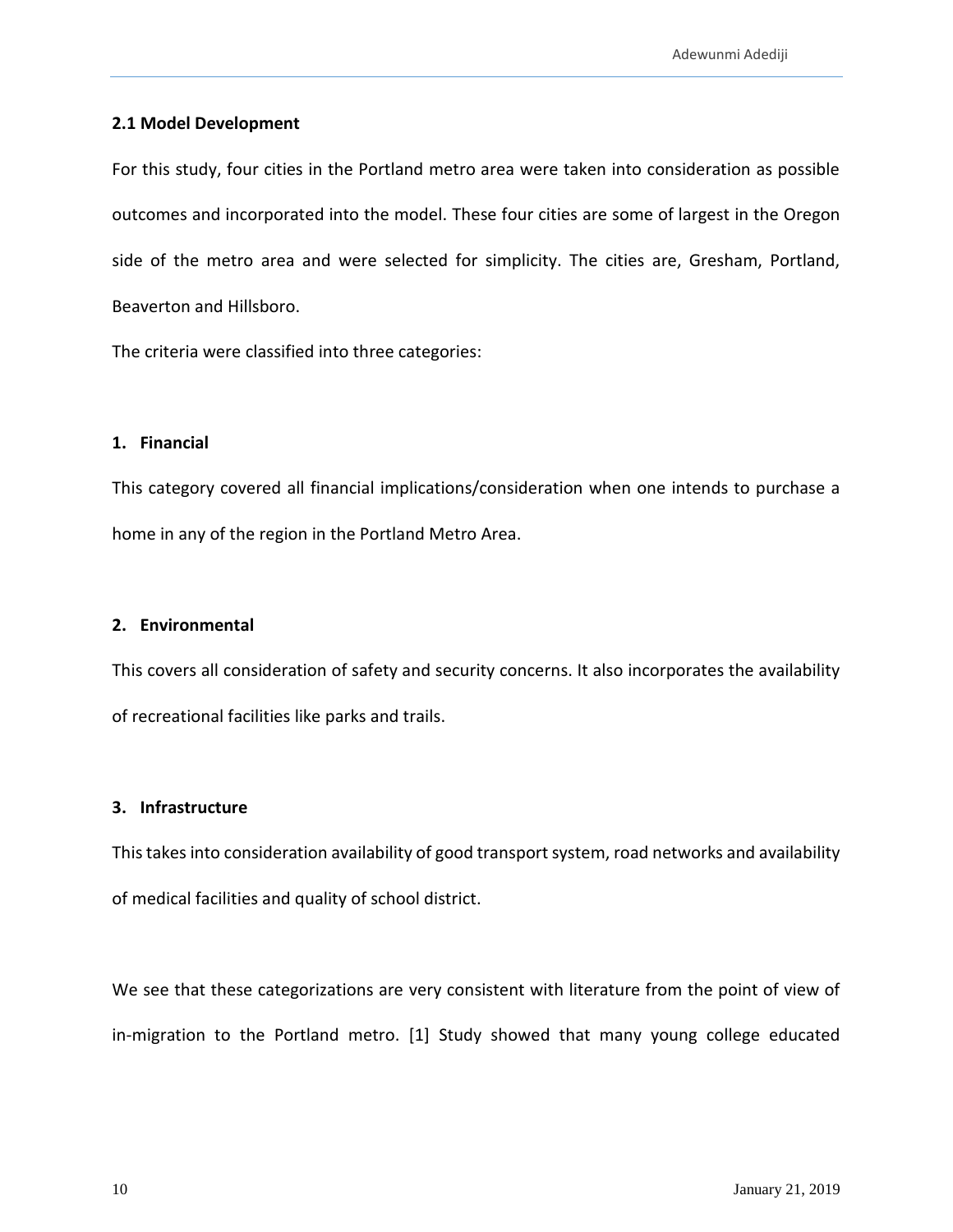## 2.1 Model Development

For this study, four cities in the Portland metro area were taken into consideration as possible outcomes and incorporated into the model. These four cities are some of largest in the Oregon side of the metro area and were selected for simplicity. The cities are, Gresham, Portland, Beaverton and Hillsboro.

The criteria were classified into three categories:

### 1. Financial

This category covered all financial implications/consideration when one intends to purchase a home in any of the region in the Portland Metro Area.

### 2. Environmental

This covers all consideration of safety and security concerns. It also incorporates the availability of recreational facilities like parks and trails.

### 3. Infrastructure

This takes into consideration availability of good transport system, road networks and availability of medical facilities and quality of school district.

We see that these categorizations are very consistent with literature from the point of view of in-migration to the Portland metro. [1] Study showed that many young college educated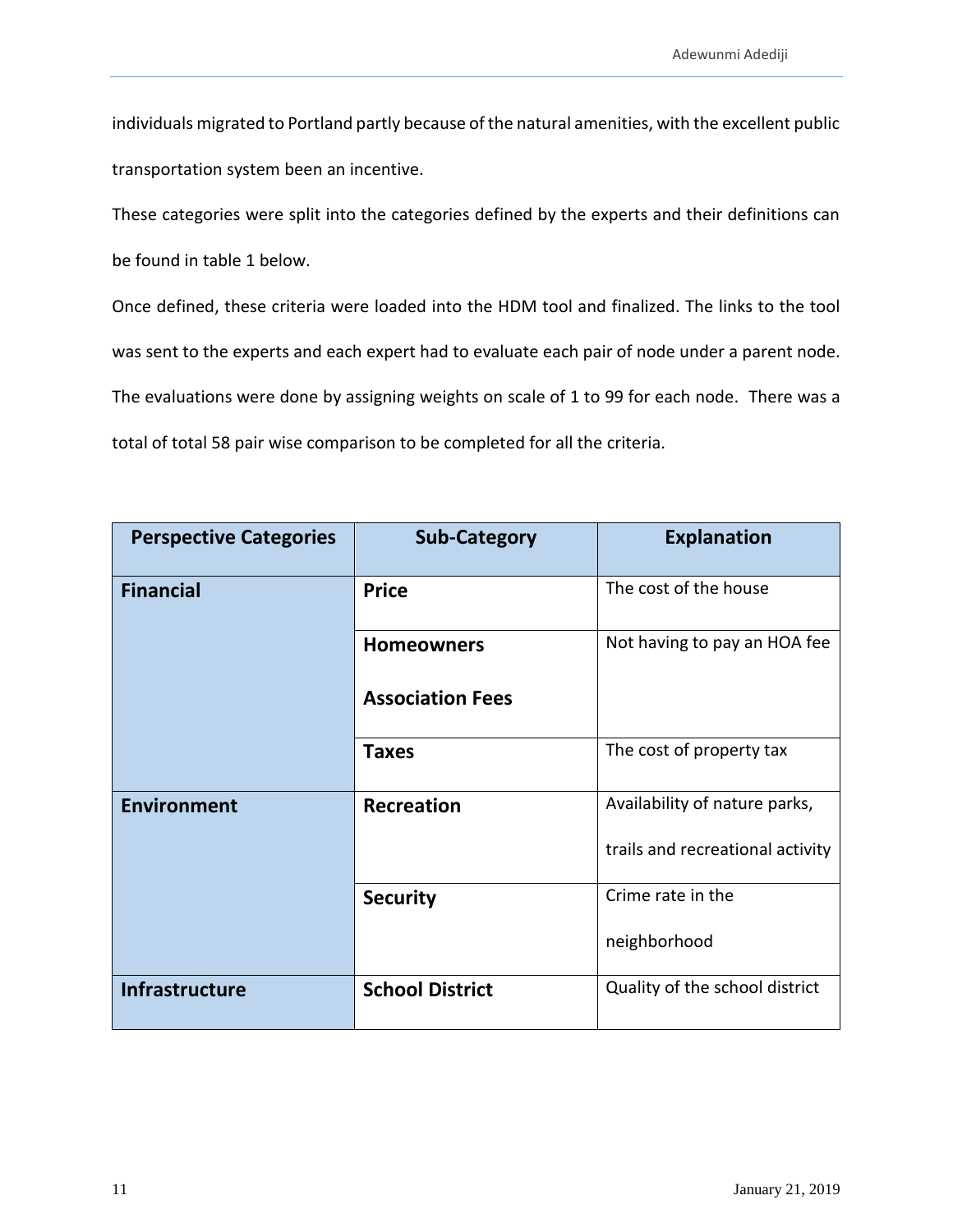individuals migrated to Portland partly because of the natural amenities, with the excellent public transportation system been an incentive.

These categories were split into the categories defined by the experts and their definitions can be found in table 1 below.

Once defined, these criteria were loaded into the HDM tool and finalized. The links to the tool was sent to the experts and each expert had to evaluate each pair of node under a parent node. The evaluations were done by assigning weights on scale of 1 to 99 for each node. There was a total of total 58 pair wise comparison to be completed for all the criteria.

| Perspective Categories | Sub-Category | Explanation |
|---|---|---|
| **Financial** | **Price** | The cost of the house |
| | **Homeowners Association Fees** | Not having to pay an HOA fee |
| | **Taxes** | The cost of property tax |
| **Environment** | **Recreation** | Availability of nature parks, trails and recreational activity |
| | **Security** | Crime rate in the neighborhood |
| **Infrastructure** | **School District** | Quality of the school district |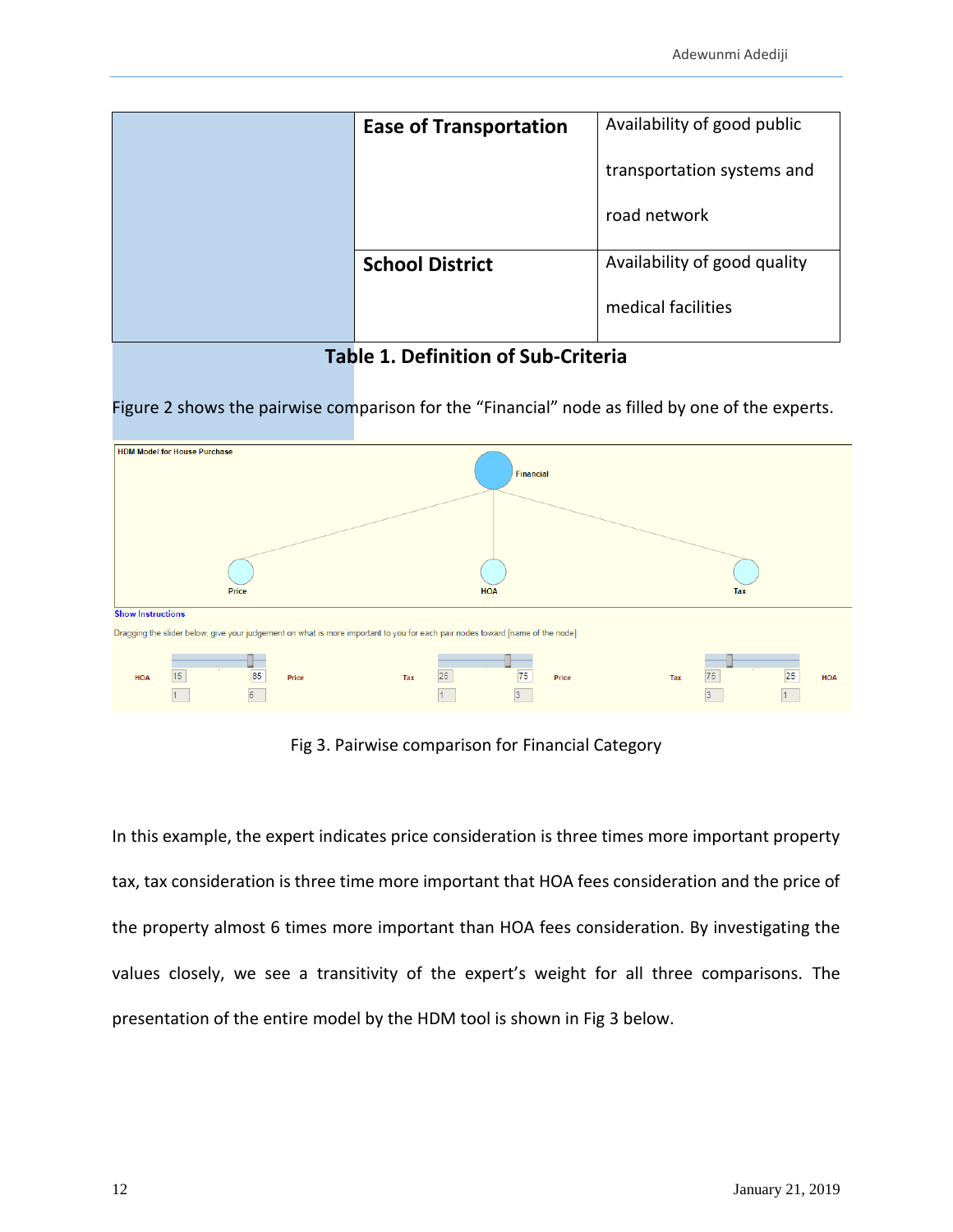|  | Ease of Transportation | Availability of good public transportation systems and road network |
|---|---|---|
|  | School District | Availability of good quality medical facilities |

**Table 1. Definition of Sub-Criteria**

Figure 2 shows the pairwise comparison for the "Financial" node as filled by one of the experts.

HDM Model for House Purchase

Financial

Price HOA Tax

Show Instructions

Dragging the slider below, give your judgement on what is more important to you for each pair nodes toward [name of the node]

| HOA | 15 | 85 | Price | Tax | 25 | 75 | Price | Tax | 75 | 25 | HOA |
|---|---|---|---|---|---|---|---|---|---|---|---|
|  | 1 | 5 |  |  | 1 | 3 |  |  | 3 | 1 |  |

Fig 3. Pairwise comparison for Financial Category

In this example, the expert indicates price consideration is three times more important property tax, tax consideration is three time more important that HOA fees consideration and the price of the property almost 6 times more important than HOA fees consideration. By investigating the values closely, we see a transitivity of the expert's weight for all three comparisons. The presentation of the entire model by the HDM tool is shown in Fig 3 below.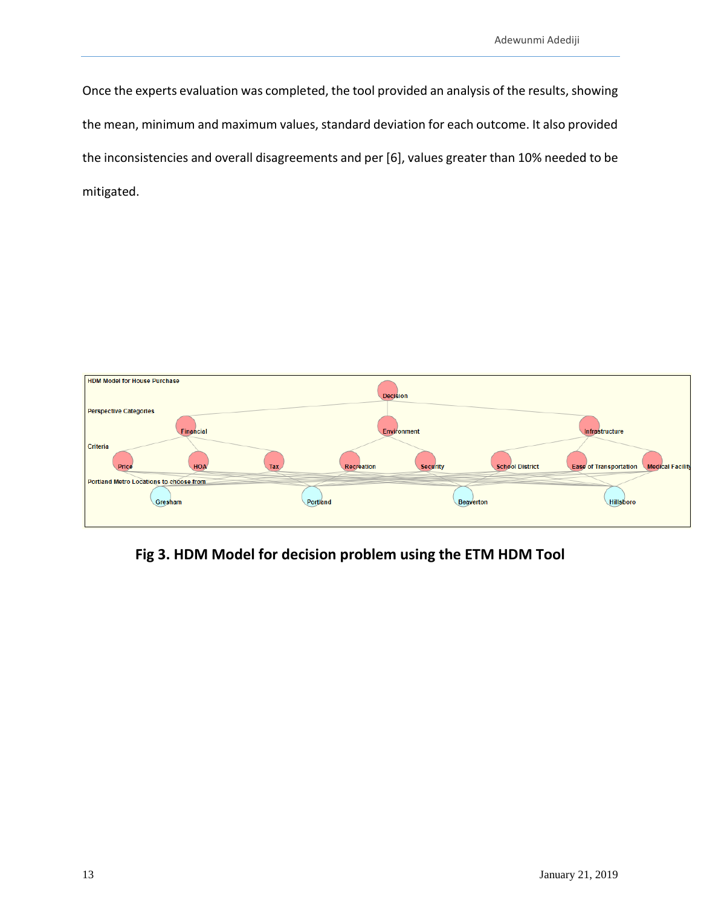Once the experts evaluation was completed, the tool provided an analysis of the results, showing the mean, minimum and maximum values, standard deviation for each outcome. It also provided the inconsistencies and overall disagreements and per [6], values greater than 10% needed to be mitigated.

**Fig 3. HDM Model for decision problem using the ETM HDM Tool**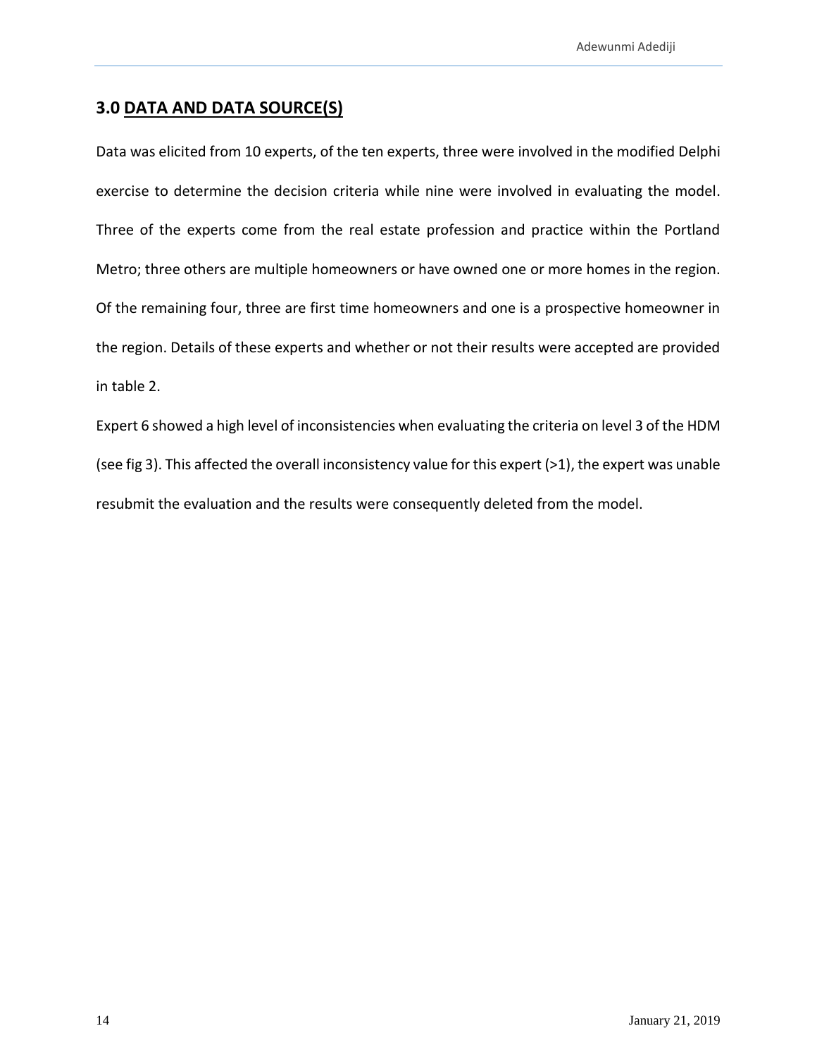## 3.0 DATA AND DATA SOURCE(S)

Data was elicited from 10 experts, of the ten experts, three were involved in the modified Delphi exercise to determine the decision criteria while nine were involved in evaluating the model. Three of the experts come from the real estate profession and practice within the Portland Metro; three others are multiple homeowners or have owned one or more homes in the region. Of the remaining four, three are first time homeowners and one is a prospective homeowner in the region. Details of these experts and whether or not their results were accepted are provided in table 2.

Expert 6 showed a high level of inconsistencies when evaluating the criteria on level 3 of the HDM (see fig 3). This affected the overall inconsistency value for this expert (>1), the expert was unable resubmit the evaluation and the results were consequently deleted from the model.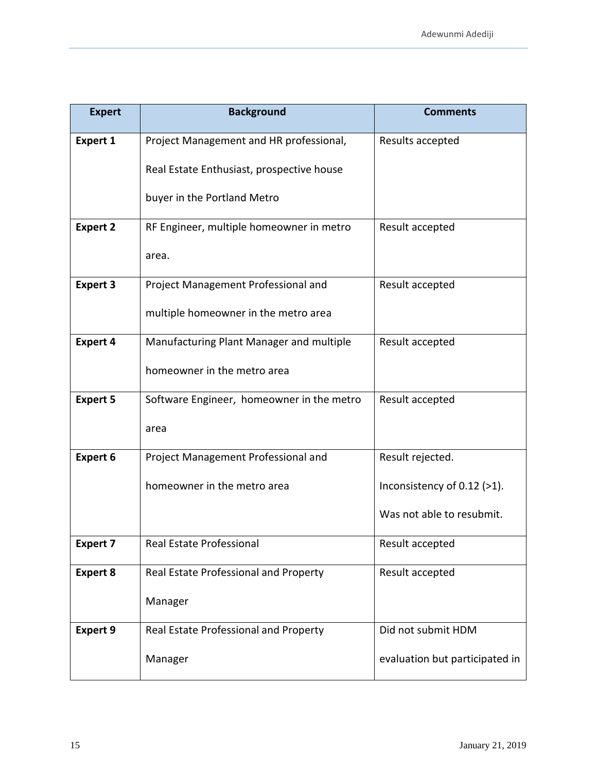| Expert | Background | Comments |
| --- | --- | --- |
| **Expert 1** | Project Management and HR professional, Real Estate Enthusiast, prospective house buyer in the Portland Metro | Results accepted |
| **Expert 2** | RF Engineer, multiple homeowner in metro area. | Result accepted |
| **Expert 3** | Project Management Professional and multiple homeowner in the metro area | Result accepted |
| **Expert 4** | Manufacturing Plant Manager and multiple homeowner in the metro area | Result accepted |
| **Expert 5** | Software Engineer,  homeowner in the metro area | Result accepted |
| **Expert 6** | Project Management Professional and homeowner in the metro area | Result rejected. Inconsistency of 0.12 (>1). Was not able to resubmit. |
| **Expert 7** | Real Estate Professional | Result accepted |
| **Expert 8** | Real Estate Professional and Property Manager | Result accepted |
| **Expert 9** | Real Estate Professional and Property Manager | Did not submit HDM evaluation but participated in |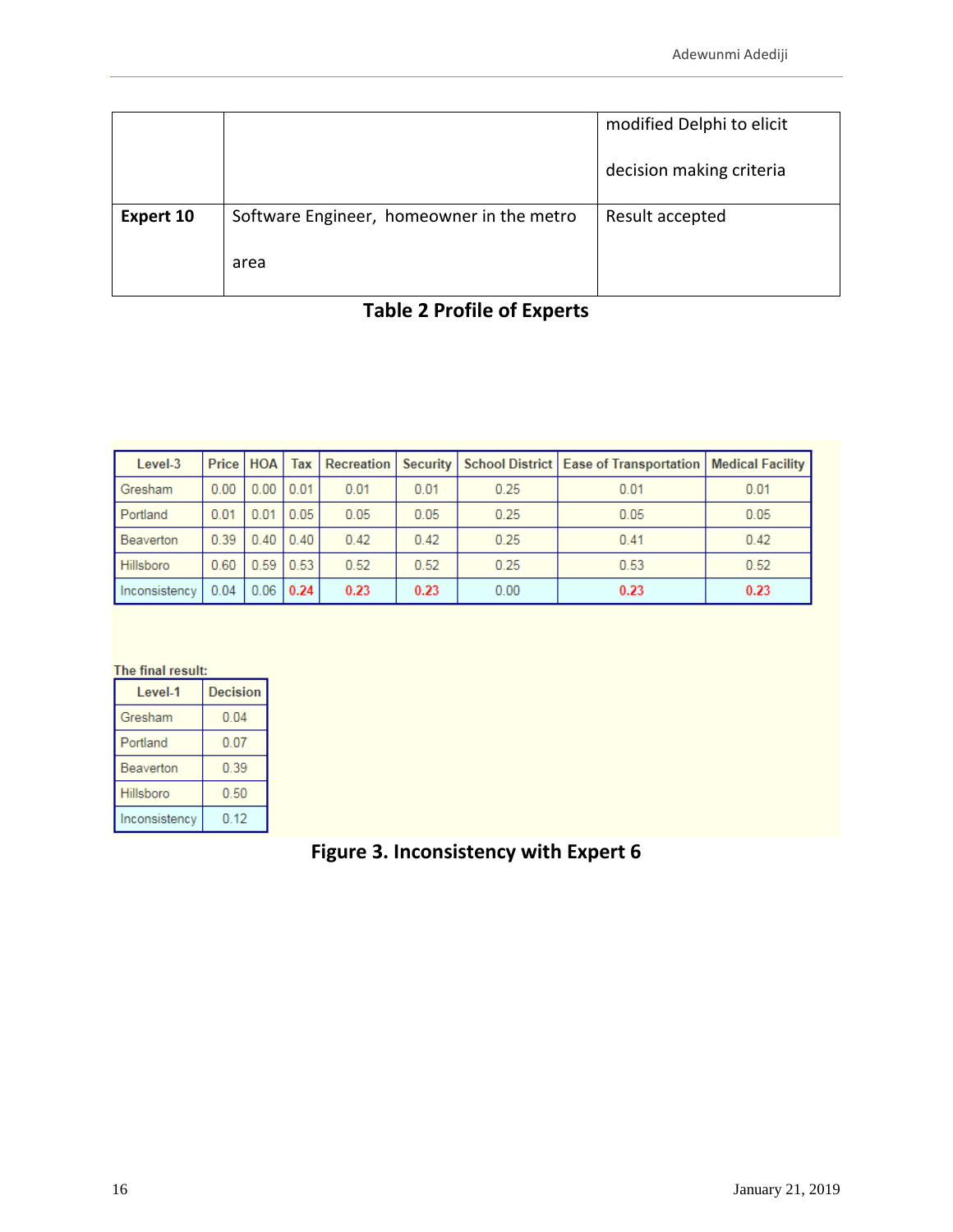| | | modified Delphi to elicit decision making criteria |
|---|---|---|
| **Expert 10** | Software Engineer, homeowner in the metro area | Result accepted |

**Table 2 Profile of Experts**

| Level-3 | Price | HOA | Tax | Recreation | Security | School District | Ease of Transportation | Medical Facility |
|---|---|---|---|---|---|---|---|---|
| Gresham | 0.00 | 0.00 | 0.01 | 0.01 | 0.01 | 0.25 | 0.01 | 0.01 |
| Portland | 0.01 | 0.01 | 0.05 | 0.05 | 0.05 | 0.25 | 0.05 | 0.05 |
| Beaverton | 0.39 | 0.40 | 0.40 | 0.42 | 0.42 | 0.25 | 0.41 | 0.42 |
| Hillsboro | 0.60 | 0.59 | 0.53 | 0.52 | 0.52 | 0.25 | 0.53 | 0.52 |
| Inconsistency | 0.04 | 0.06 | 0.24 | 0.23 | 0.23 | 0.00 | 0.23 | 0.23 |

The final result:

| Level-1 | Decision |
|---|---|
| Gresham | 0.04 |
| Portland | 0.07 |
| Beaverton | 0.39 |
| Hillsboro | 0.50 |
| Inconsistency | 0.12 |

**Figure 3. Inconsistency with Expert 6**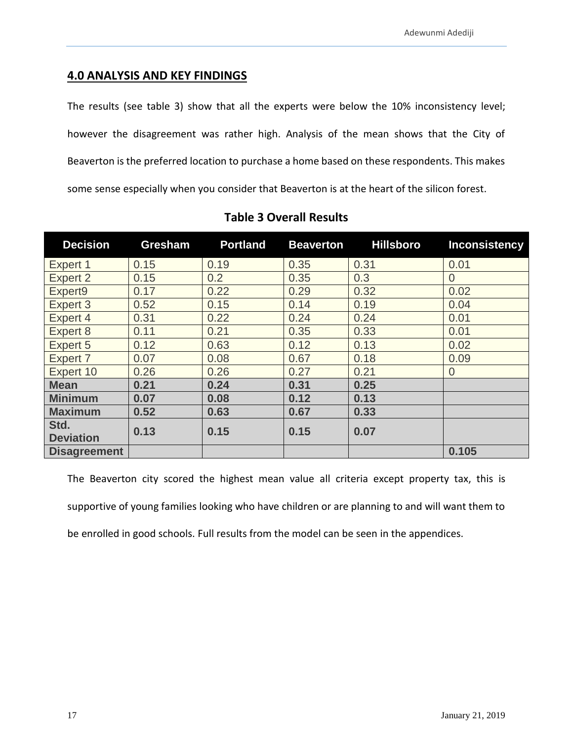## 4.0 ANALYSIS AND KEY FINDINGS

The results (see table 3) show that all the experts were below the 10% inconsistency level; however the disagreement was rather high. Analysis of the mean shows that the City of Beaverton is the preferred location to purchase a home based on these respondents. This makes some sense especially when you consider that Beaverton is at the heart of the silicon forest.

**Table 3 Overall Results**

| Decision | Gresham | Portland | Beaverton | Hillsboro | Inconsistency |
|---|---|---|---|---|---|
| Expert 1 | 0.15 | 0.19 | 0.35 | 0.31 | 0.01 |
| Expert 2 | 0.15 | 0.2 | 0.35 | 0.3 | 0 |
| Expert9 | 0.17 | 0.22 | 0.29 | 0.32 | 0.02 |
| Expert 3 | 0.52 | 0.15 | 0.14 | 0.19 | 0.04 |
| Expert 4 | 0.31 | 0.22 | 0.24 | 0.24 | 0.01 |
| Expert 8 | 0.11 | 0.21 | 0.35 | 0.33 | 0.01 |
| Expert 5 | 0.12 | 0.63 | 0.12 | 0.13 | 0.02 |
| Expert 7 | 0.07 | 0.08 | 0.67 | 0.18 | 0.09 |
| Expert 10 | 0.26 | 0.26 | 0.27 | 0.21 | 0 |
| **Mean** | **0.21** | **0.24** | **0.31** | **0.25** | |
| **Minimum** | **0.07** | **0.08** | **0.12** | **0.13** | |
| **Maximum** | **0.52** | **0.63** | **0.67** | **0.33** | |
| **Std. Deviation** | **0.13** | **0.15** | **0.15** | **0.07** | |
| **Disagreement** | | | | | **0.105** |

The Beaverton city scored the highest mean value all criteria except property tax, this is supportive of young families looking who have children or are planning to and will want them to be enrolled in good schools. Full results from the model can be seen in the appendices.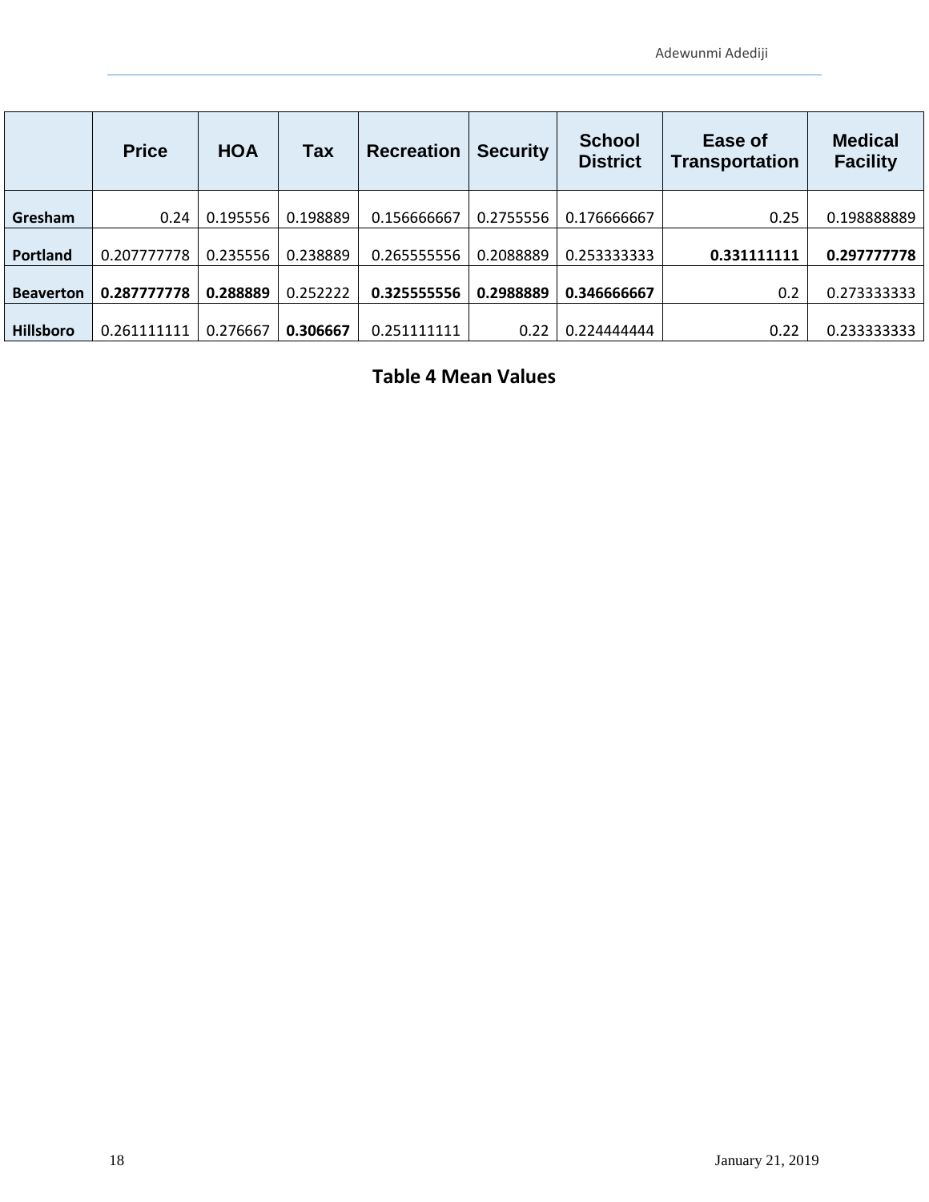|  | Price | HOA | Tax | Recreation | Security | School District | Ease of Transportation | Medical Facility |
|---|---|---|---|---|---|---|---|---|
| **Gresham** | 0.24 | 0.195556 | 0.198889 | 0.156666667 | 0.2755556 | 0.176666667 | 0.25 | 0.198888889 |
| **Portland** | 0.207777778 | 0.235556 | 0.238889 | 0.265555556 | 0.2088889 | 0.253333333 | **0.331111111** | **0.297777778** |
| **Beaverton** | **0.287777778** | **0.288889** | 0.252222 | **0.325555556** | **0.2988889** | **0.346666667** | 0.2 | 0.273333333 |
| **Hillsboro** | 0.261111111 | 0.276667 | **0.306667** | 0.251111111 | 0.22 | 0.224444444 | 0.22 | 0.233333333 |

**Table 4 Mean Values**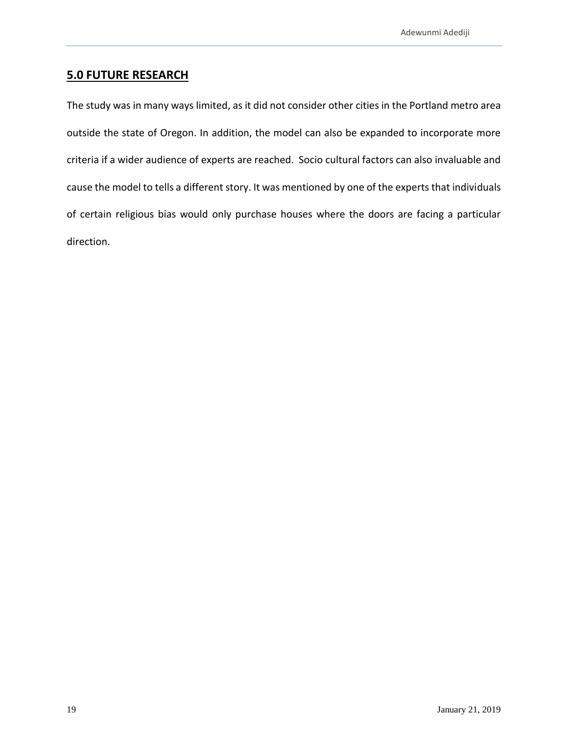## **5.0 FUTURE RESEARCH**

The study was in many ways limited, as it did not consider other cities in the Portland metro area outside the state of Oregon. In addition, the model can also be expanded to incorporate more criteria if a wider audience of experts are reached. Socio cultural factors can also invaluable and cause the model to tells a different story. It was mentioned by one of the experts that individuals of certain religious bias would only purchase houses where the doors are facing a particular direction.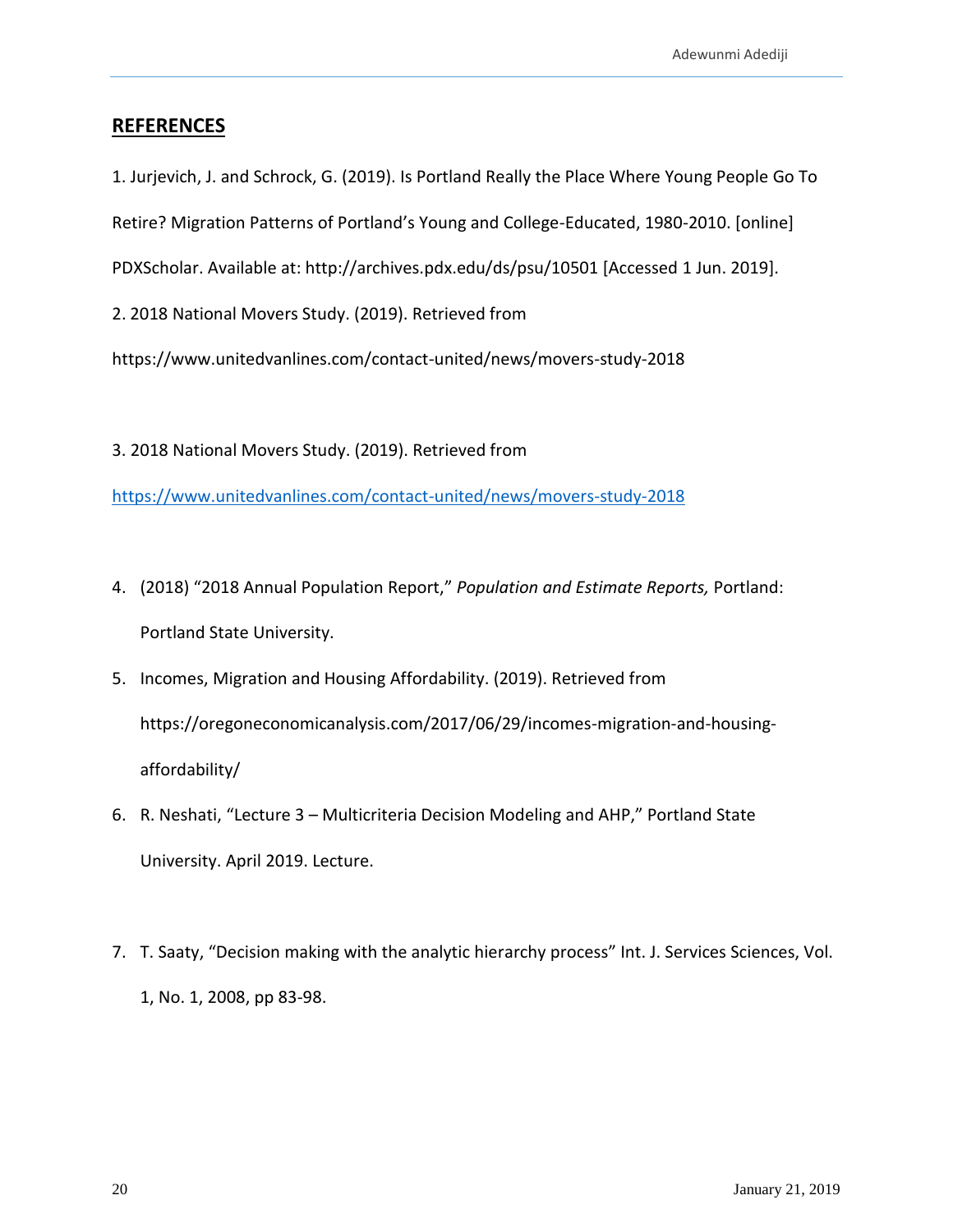## REFERENCES

1. Jurjevich, J. and Schrock, G. (2019). Is Portland Really the Place Where Young People Go To Retire? Migration Patterns of Portland's Young and College-Educated, 1980-2010. [online] PDXScholar. Available at: http://archives.pdx.edu/ds/psu/10501 [Accessed 1 Jun. 2019].

2. 2018 National Movers Study. (2019). Retrieved from https://www.unitedvanlines.com/contact-united/news/movers-study-2018

3. 2018 National Movers Study. (2019). Retrieved from https://www.unitedvanlines.com/contact-united/news/movers-study-2018

4. (2018) "2018 Annual Population Report," *Population and Estimate Reports,* Portland: Portland State University.
5. Incomes, Migration and Housing Affordability. (2019). Retrieved from https://oregoneconomicanalysis.com/2017/06/29/incomes-migration-and-housing-affordability/
6. R. Neshati, "Lecture 3 – Multicriteria Decision Modeling and AHP," Portland State University. April 2019. Lecture.
7. T. Saaty, "Decision making with the analytic hierarchy process" Int. J. Services Sciences, Vol. 1, No. 1, 2008, pp 83-98.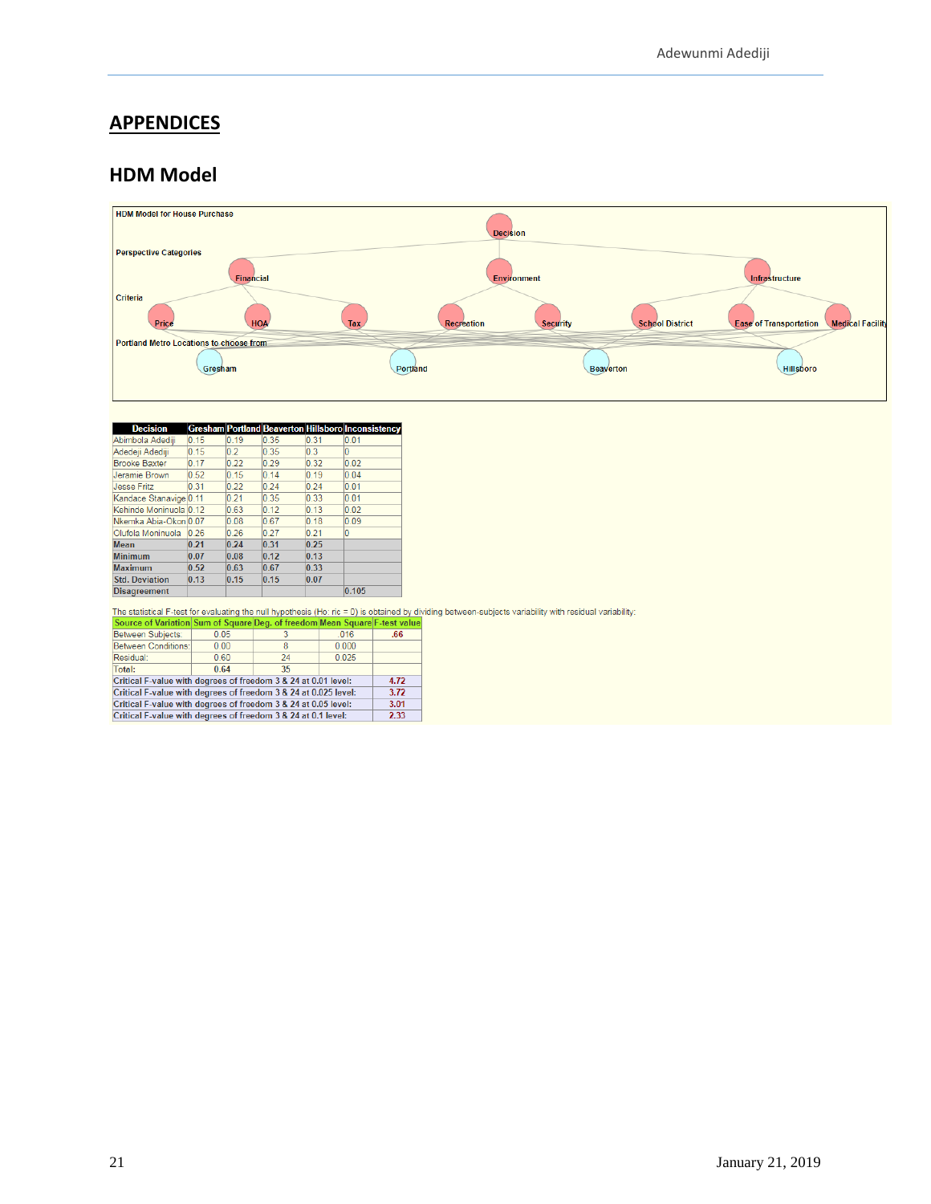## APPENDICES

### HDM Model

HDM Model for House Purchase

Decision

Perspective Categories

Financial

Environment

Infrastructure

Criteria

Price

HOA

Tax

Recreation

Security

School District

Ease of Transportation

Medical Facility

Portland Metro Locations to choose from

Gresham

Portland

Beaverton

Hillsboro

| Decision | Gresham | Portland | Beaverton | Hillsboro | Inconsistency |
|---|---|---|---|---|---|
| Abimbola Adediji | 0.15 | 0.19 | 0.35 | 0.31 | 0.01 |
| Adedeji Adediji | 0.15 | 0.2 | 0.35 | 0.3 | 0 |
| Brooke Baxter | 0.17 | 0.22 | 0.29 | 0.32 | 0.02 |
| Jeramie Brown | 0.52 | 0.15 | 0.14 | 0.19 | 0.04 |
| Jesse Fritz | 0.31 | 0.22 | 0.24 | 0.24 | 0.01 |
| Kandace Stanavige | 0.11 | 0.21 | 0.35 | 0.33 | 0.01 |
| Kehinde Moninuola | 0.12 | 0.63 | 0.12 | 0.13 | 0.02 |
| Nkemka Abia-Okon | 0.07 | 0.08 | 0.67 | 0.18 | 0.09 |
| Olufola Moninuola | 0.26 | 0.26 | 0.27 | 0.21 | 0 |
| **Mean** | **0.21** | **0.24** | **0.31** | **0.25** | |
| **Minimum** | **0.07** | **0.08** | **0.12** | **0.13** | |
| **Maximum** | **0.52** | **0.63** | **0.67** | **0.33** | |
| **Std. Deviation** | **0.13** | **0.15** | **0.15** | **0.07** | |
| **Disagreement** | | | | | 0.105 |

The statistical F-test for evaluating the null hypothesis (Ho: ric = 0) is obtained by dividing between-subjects variability with residual variability:

| Source of Variation | Sum of Square | Deg. of freedom | Mean Square | F-test value |
|---|---|---|---|---|
| Between Subjects: | 0.05 | 3 | .016 | .66 |
| Between Conditions: | 0.00 | 8 | 0.000 | |
| Residual: | 0.60 | 24 | 0.025 | |
| Total: | 0.64 | 35 | | |
| **Critical F-value with degrees of freedom 3 & 24 at 0.01 level:** | | | | 4.72 |
| **Critical F-value with degrees of freedom 3 & 24 at 0.025 level:** | | | | 3.72 |
| **Critical F-value with degrees of freedom 3 & 24 at 0.05 level:** | | | | 3.01 |
| **Critical F-value with degrees of freedom 3 & 24 at 0.1 level:** | | | | 2.33 |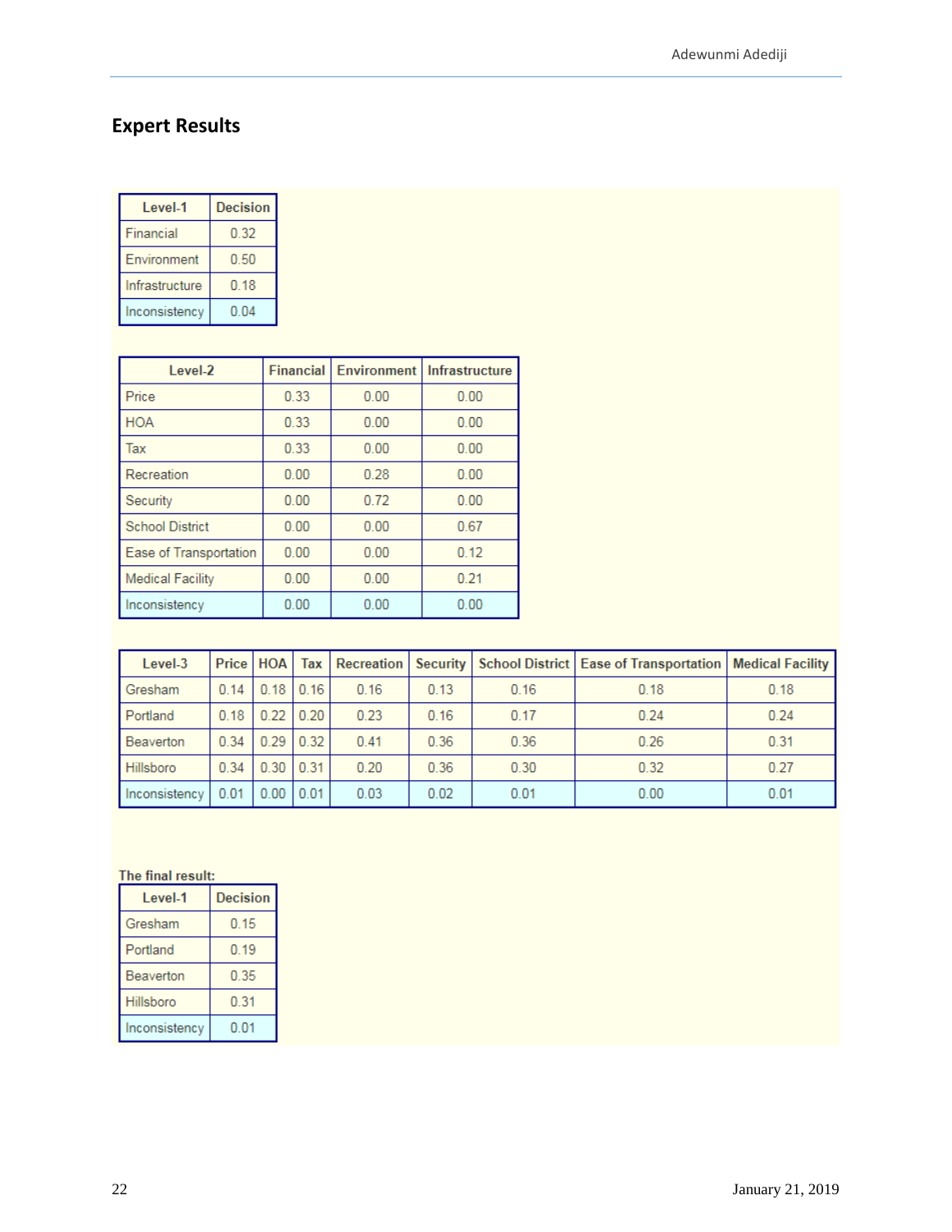## Expert Results

| Level-1 | Decision |
|---|---|
| Financial | 0.32 |
| Environment | 0.50 |
| Infrastructure | 0.18 |
| Inconsistency | 0.04 |

| Level-2 | Financial | Environment | Infrastructure |
|---|---|---|---|
| Price | 0.33 | 0.00 | 0.00 |
| HOA | 0.33 | 0.00 | 0.00 |
| Tax | 0.33 | 0.00 | 0.00 |
| Recreation | 0.00 | 0.28 | 0.00 |
| Security | 0.00 | 0.72 | 0.00 |
| School District | 0.00 | 0.00 | 0.67 |
| Ease of Transportation | 0.00 | 0.00 | 0.12 |
| Medical Facility | 0.00 | 0.00 | 0.21 |
| Inconsistency | 0.00 | 0.00 | 0.00 |

| Level-3 | Price | HOA | Tax | Recreation | Security | School District | Ease of Transportation | Medical Facility |
|---|---|---|---|---|---|---|---|---|
| Gresham | 0.14 | 0.18 | 0.16 | 0.16 | 0.13 | 0.16 | 0.18 | 0.18 |
| Portland | 0.18 | 0.22 | 0.20 | 0.23 | 0.16 | 0.17 | 0.24 | 0.24 |
| Beaverton | 0.34 | 0.29 | 0.32 | 0.41 | 0.36 | 0.36 | 0.26 | 0.31 |
| Hillsboro | 0.34 | 0.30 | 0.31 | 0.20 | 0.36 | 0.30 | 0.32 | 0.27 |
| Inconsistency | 0.01 | 0.00 | 0.01 | 0.03 | 0.02 | 0.01 | 0.00 | 0.01 |

**The final result:**

| Level-1 | Decision |
|---|---|
| Gresham | 0.15 |
| Portland | 0.19 |
| Beaverton | 0.35 |
| Hillsboro | 0.31 |
| Inconsistency | 0.01 |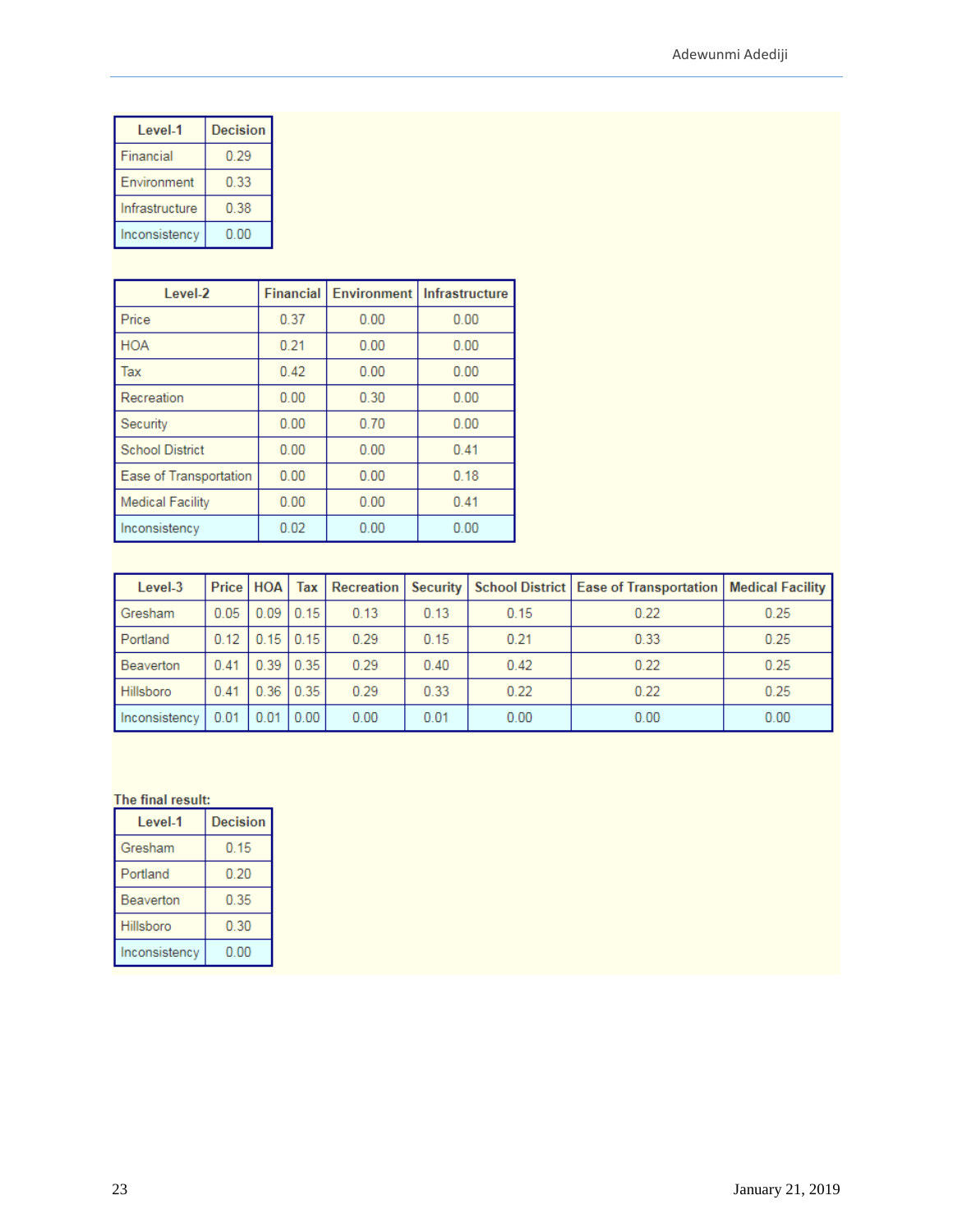| Level-1 | Decision |
|---|---|
| Financial | 0.29 |
| Environment | 0.33 |
| Infrastructure | 0.38 |
| Inconsistency | 0.00 |

| Level-2 | Financial | Environment | Infrastructure |
|---|---|---|---|
| Price | 0.37 | 0.00 | 0.00 |
| HOA | 0.21 | 0.00 | 0.00 |
| Tax | 0.42 | 0.00 | 0.00 |
| Recreation | 0.00 | 0.30 | 0.00 |
| Security | 0.00 | 0.70 | 0.00 |
| School District | 0.00 | 0.00 | 0.41 |
| Ease of Transportation | 0.00 | 0.00 | 0.18 |
| Medical Facility | 0.00 | 0.00 | 0.41 |
| Inconsistency | 0.02 | 0.00 | 0.00 |

| Level-3 | Price | HOA | Tax | Recreation | Security | School District | Ease of Transportation | Medical Facility |
|---|---|---|---|---|---|---|---|---|
| Gresham | 0.05 | 0.09 | 0.15 | 0.13 | 0.13 | 0.15 | 0.22 | 0.25 |
| Portland | 0.12 | 0.15 | 0.15 | 0.29 | 0.15 | 0.21 | 0.33 | 0.25 |
| Beaverton | 0.41 | 0.39 | 0.35 | 0.29 | 0.40 | 0.42 | 0.22 | 0.25 |
| Hillsboro | 0.41 | 0.36 | 0.35 | 0.29 | 0.33 | 0.22 | 0.22 | 0.25 |
| Inconsistency | 0.01 | 0.01 | 0.00 | 0.00 | 0.01 | 0.00 | 0.00 | 0.00 |

**The final result:**

| Level-1 | Decision |
|---|---|
| Gresham | 0.15 |
| Portland | 0.20 |
| Beaverton | 0.35 |
| Hillsboro | 0.30 |
| Inconsistency | 0.00 |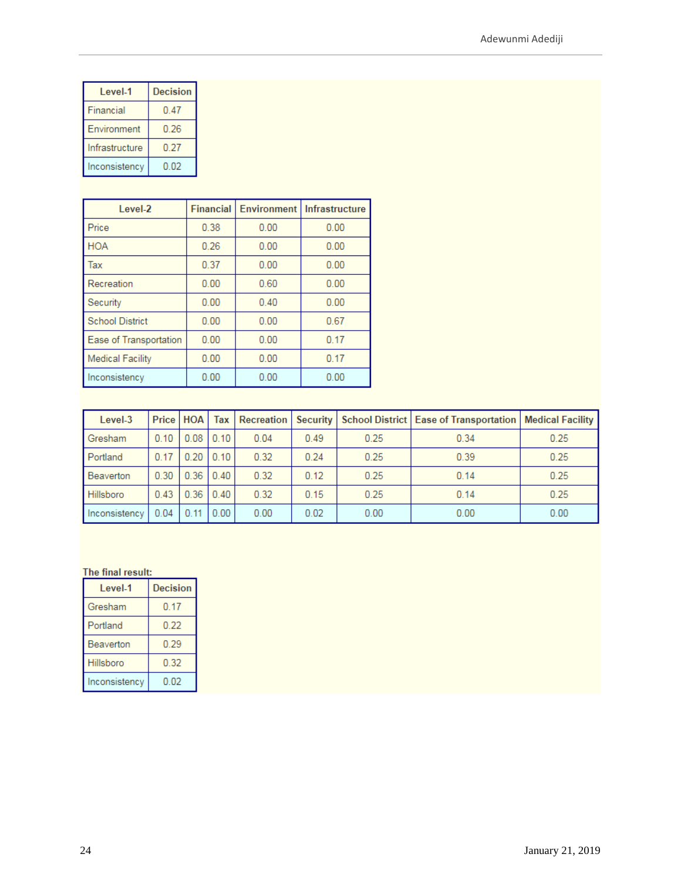| Level-1 | Decision |
|---|---|
| Financial | 0.47 |
| Environment | 0.26 |
| Infrastructure | 0.27 |
| Inconsistency | 0.02 |

| Level-2 | Financial | Environment | Infrastructure |
|---|---|---|---|
| Price | 0.38 | 0.00 | 0.00 |
| HOA | 0.26 | 0.00 | 0.00 |
| Tax | 0.37 | 0.00 | 0.00 |
| Recreation | 0.00 | 0.60 | 0.00 |
| Security | 0.00 | 0.40 | 0.00 |
| School District | 0.00 | 0.00 | 0.67 |
| Ease of Transportation | 0.00 | 0.00 | 0.17 |
| Medical Facility | 0.00 | 0.00 | 0.17 |
| Inconsistency | 0.00 | 0.00 | 0.00 |

| Level-3 | Price | HOA | Tax | Recreation | Security | School District | Ease of Transportation | Medical Facility |
|---|---|---|---|---|---|---|---|---|
| Gresham | 0.10 | 0.08 | 0.10 | 0.04 | 0.49 | 0.25 | 0.34 | 0.25 |
| Portland | 0.17 | 0.20 | 0.10 | 0.32 | 0.24 | 0.25 | 0.39 | 0.25 |
| Beaverton | 0.30 | 0.36 | 0.40 | 0.32 | 0.12 | 0.25 | 0.14 | 0.25 |
| Hillsboro | 0.43 | 0.36 | 0.40 | 0.32 | 0.15 | 0.25 | 0.14 | 0.25 |
| Inconsistency | 0.04 | 0.11 | 0.00 | 0.00 | 0.02 | 0.00 | 0.00 | 0.00 |

**The final result:**

| Level-1 | Decision |
|---|---|
| Gresham | 0.17 |
| Portland | 0.22 |
| Beaverton | 0.29 |
| Hillsboro | 0.32 |
| Inconsistency | 0.02 |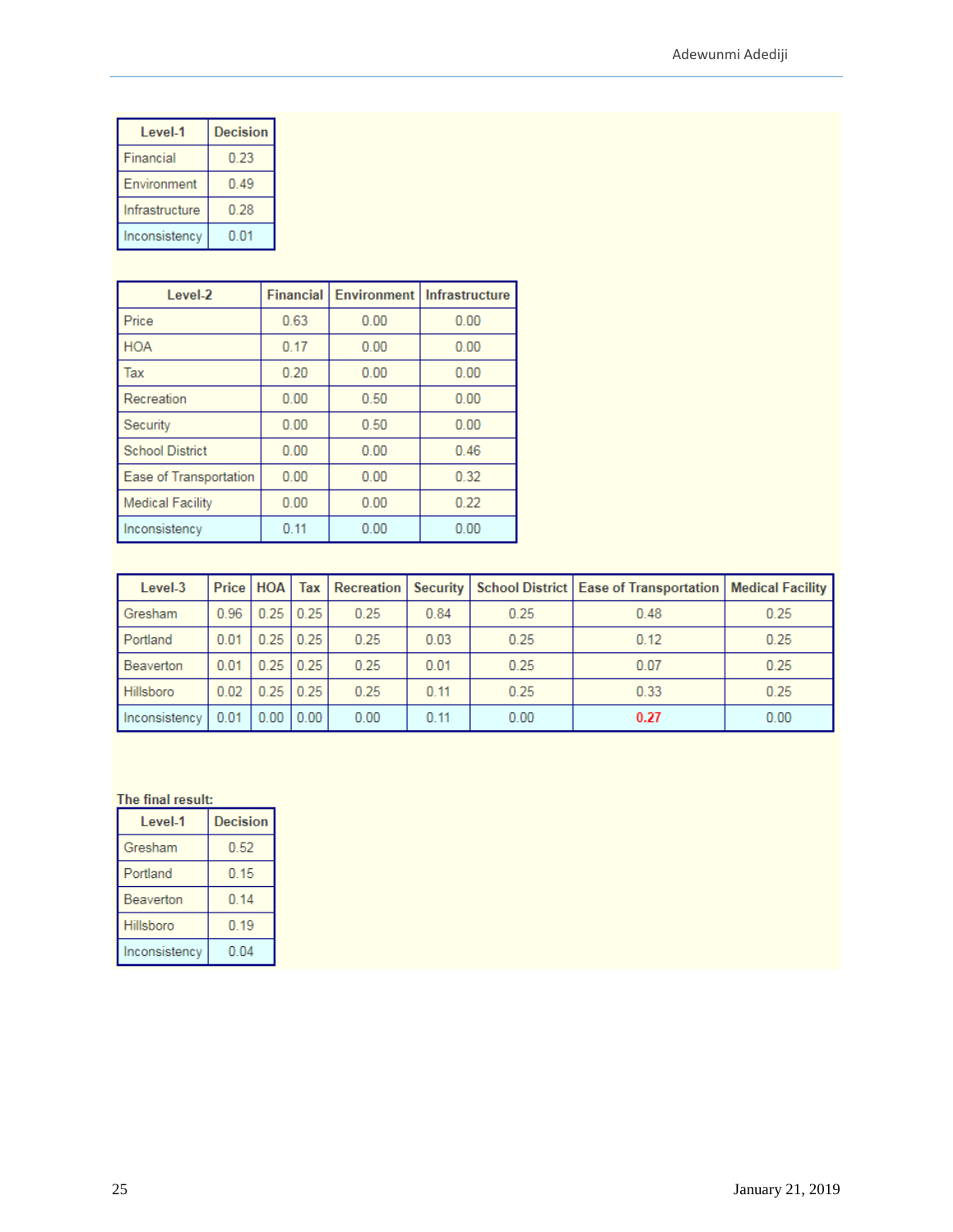| Level-1 | Decision |
|---|---|
| Financial | 0.23 |
| Environment | 0.49 |
| Infrastructure | 0.28 |
| Inconsistency | 0.01 |

| Level-2 | Financial | Environment | Infrastructure |
|---|---|---|---|
| Price | 0.63 | 0.00 | 0.00 |
| HOA | 0.17 | 0.00 | 0.00 |
| Tax | 0.20 | 0.00 | 0.00 |
| Recreation | 0.00 | 0.50 | 0.00 |
| Security | 0.00 | 0.50 | 0.00 |
| School District | 0.00 | 0.00 | 0.46 |
| Ease of Transportation | 0.00 | 0.00 | 0.32 |
| Medical Facility | 0.00 | 0.00 | 0.22 |
| Inconsistency | 0.11 | 0.00 | 0.00 |

| Level-3 | Price | HOA | Tax | Recreation | Security | School District | Ease of Transportation | Medical Facility |
|---|---|---|---|---|---|---|---|---|
| Gresham | 0.96 | 0.25 | 0.25 | 0.25 | 0.84 | 0.25 | 0.48 | 0.25 |
| Portland | 0.01 | 0.25 | 0.25 | 0.25 | 0.03 | 0.25 | 0.12 | 0.25 |
| Beaverton | 0.01 | 0.25 | 0.25 | 0.25 | 0.01 | 0.25 | 0.07 | 0.25 |
| Hillsboro | 0.02 | 0.25 | 0.25 | 0.25 | 0.11 | 0.25 | 0.33 | 0.25 |
| Inconsistency | 0.01 | 0.00 | 0.00 | 0.00 | 0.11 | 0.00 | 0.27 | 0.00 |

**The final result:**

| Level-1 | Decision |
|---|---|
| Gresham | 0.52 |
| Portland | 0.15 |
| Beaverton | 0.14 |
| Hillsboro | 0.19 |
| Inconsistency | 0.04 |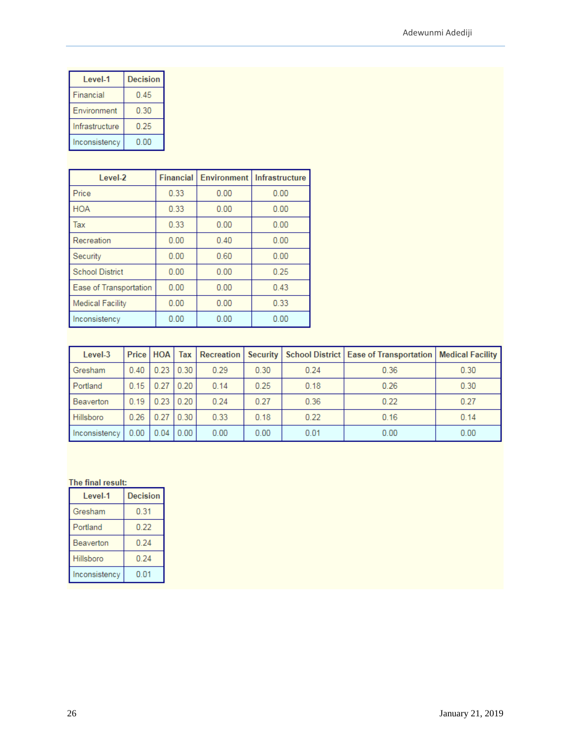| Level-1 | Decision |
|---|---|
| Financial | 0.45 |
| Environment | 0.30 |
| Infrastructure | 0.25 |
| Inconsistency | 0.00 |

| Level-2 | Financial | Environment | Infrastructure |
|---|---|---|---|
| Price | 0.33 | 0.00 | 0.00 |
| HOA | 0.33 | 0.00 | 0.00 |
| Tax | 0.33 | 0.00 | 0.00 |
| Recreation | 0.00 | 0.40 | 0.00 |
| Security | 0.00 | 0.60 | 0.00 |
| School District | 0.00 | 0.00 | 0.25 |
| Ease of Transportation | 0.00 | 0.00 | 0.43 |
| Medical Facility | 0.00 | 0.00 | 0.33 |
| Inconsistency | 0.00 | 0.00 | 0.00 |

| Level-3 | Price | HOA | Tax | Recreation | Security | School District | Ease of Transportation | Medical Facility |
|---|---|---|---|---|---|---|---|---|
| Gresham | 0.40 | 0.23 | 0.30 | 0.29 | 0.30 | 0.24 | 0.36 | 0.30 |
| Portland | 0.15 | 0.27 | 0.20 | 0.14 | 0.25 | 0.18 | 0.26 | 0.30 |
| Beaverton | 0.19 | 0.23 | 0.20 | 0.24 | 0.27 | 0.36 | 0.22 | 0.27 |
| Hillsboro | 0.26 | 0.27 | 0.30 | 0.33 | 0.18 | 0.22 | 0.16 | 0.14 |
| Inconsistency | 0.00 | 0.04 | 0.00 | 0.00 | 0.00 | 0.01 | 0.00 | 0.00 |

**The final result:**

| Level-1 | Decision |
|---|---|
| Gresham | 0.31 |
| Portland | 0.22 |
| Beaverton | 0.24 |
| Hillsboro | 0.24 |
| Inconsistency | 0.01 |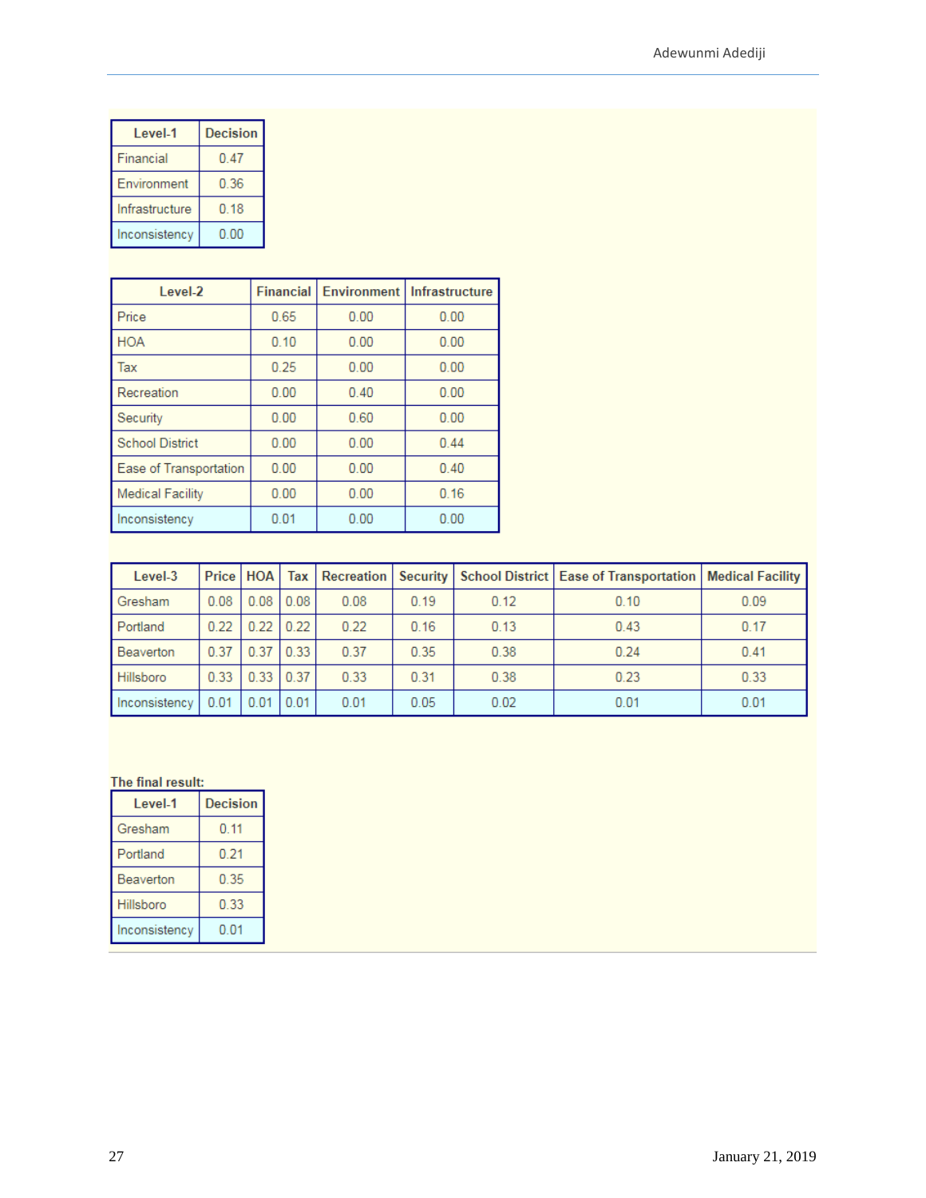| Level-1 | Decision |
|---|---|
| Financial | 0.47 |
| Environment | 0.36 |
| Infrastructure | 0.18 |
| Inconsistency | 0.00 |

| Level-2 | Financial | Environment | Infrastructure |
|---|---|---|---|
| Price | 0.65 | 0.00 | 0.00 |
| HOA | 0.10 | 0.00 | 0.00 |
| Tax | 0.25 | 0.00 | 0.00 |
| Recreation | 0.00 | 0.40 | 0.00 |
| Security | 0.00 | 0.60 | 0.00 |
| School District | 0.00 | 0.00 | 0.44 |
| Ease of Transportation | 0.00 | 0.00 | 0.40 |
| Medical Facility | 0.00 | 0.00 | 0.16 |
| Inconsistency | 0.01 | 0.00 | 0.00 |

| Level-3 | Price | HOA | Tax | Recreation | Security | School District | Ease of Transportation | Medical Facility |
|---|---|---|---|---|---|---|---|---|
| Gresham | 0.08 | 0.08 | 0.08 | 0.08 | 0.19 | 0.12 | 0.10 | 0.09 |
| Portland | 0.22 | 0.22 | 0.22 | 0.22 | 0.16 | 0.13 | 0.43 | 0.17 |
| Beaverton | 0.37 | 0.37 | 0.33 | 0.37 | 0.35 | 0.38 | 0.24 | 0.41 |
| Hillsboro | 0.33 | 0.33 | 0.37 | 0.33 | 0.31 | 0.38 | 0.23 | 0.33 |
| Inconsistency | 0.01 | 0.01 | 0.01 | 0.01 | 0.05 | 0.02 | 0.01 | 0.01 |

**The final result:**

| Level-1 | Decision |
|---|---|
| Gresham | 0.11 |
| Portland | 0.21 |
| Beaverton | 0.35 |
| Hillsboro | 0.33 |
| Inconsistency | 0.01 |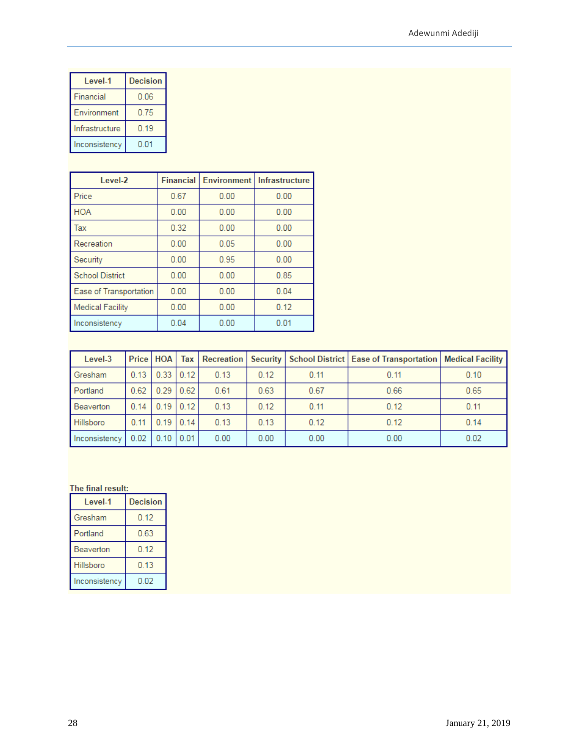| Level-1 | Decision |
|---|---|
| Financial | 0.06 |
| Environment | 0.75 |
| Infrastructure | 0.19 |
| Inconsistency | 0.01 |

| Level-2 | Financial | Environment | Infrastructure |
|---|---|---|---|
| Price | 0.67 | 0.00 | 0.00 |
| HOA | 0.00 | 0.00 | 0.00 |
| Tax | 0.32 | 0.00 | 0.00 |
| Recreation | 0.00 | 0.05 | 0.00 |
| Security | 0.00 | 0.95 | 0.00 |
| School District | 0.00 | 0.00 | 0.85 |
| Ease of Transportation | 0.00 | 0.00 | 0.04 |
| Medical Facility | 0.00 | 0.00 | 0.12 |
| Inconsistency | 0.04 | 0.00 | 0.01 |

| Level-3 | Price | HOA | Tax | Recreation | Security | School District | Ease of Transportation | Medical Facility |
|---|---|---|---|---|---|---|---|---|
| Gresham | 0.13 | 0.33 | 0.12 | 0.13 | 0.12 | 0.11 | 0.11 | 0.10 |
| Portland | 0.62 | 0.29 | 0.62 | 0.61 | 0.63 | 0.67 | 0.66 | 0.65 |
| Beaverton | 0.14 | 0.19 | 0.12 | 0.13 | 0.12 | 0.11 | 0.12 | 0.11 |
| Hillsboro | 0.11 | 0.19 | 0.14 | 0.13 | 0.13 | 0.12 | 0.12 | 0.14 |
| Inconsistency | 0.02 | 0.10 | 0.01 | 0.00 | 0.00 | 0.00 | 0.00 | 0.02 |

**The final result:**

| Level-1 | Decision |
|---|---|
| Gresham | 0.12 |
| Portland | 0.63 |
| Beaverton | 0.12 |
| Hillsboro | 0.13 |
| Inconsistency | 0.02 |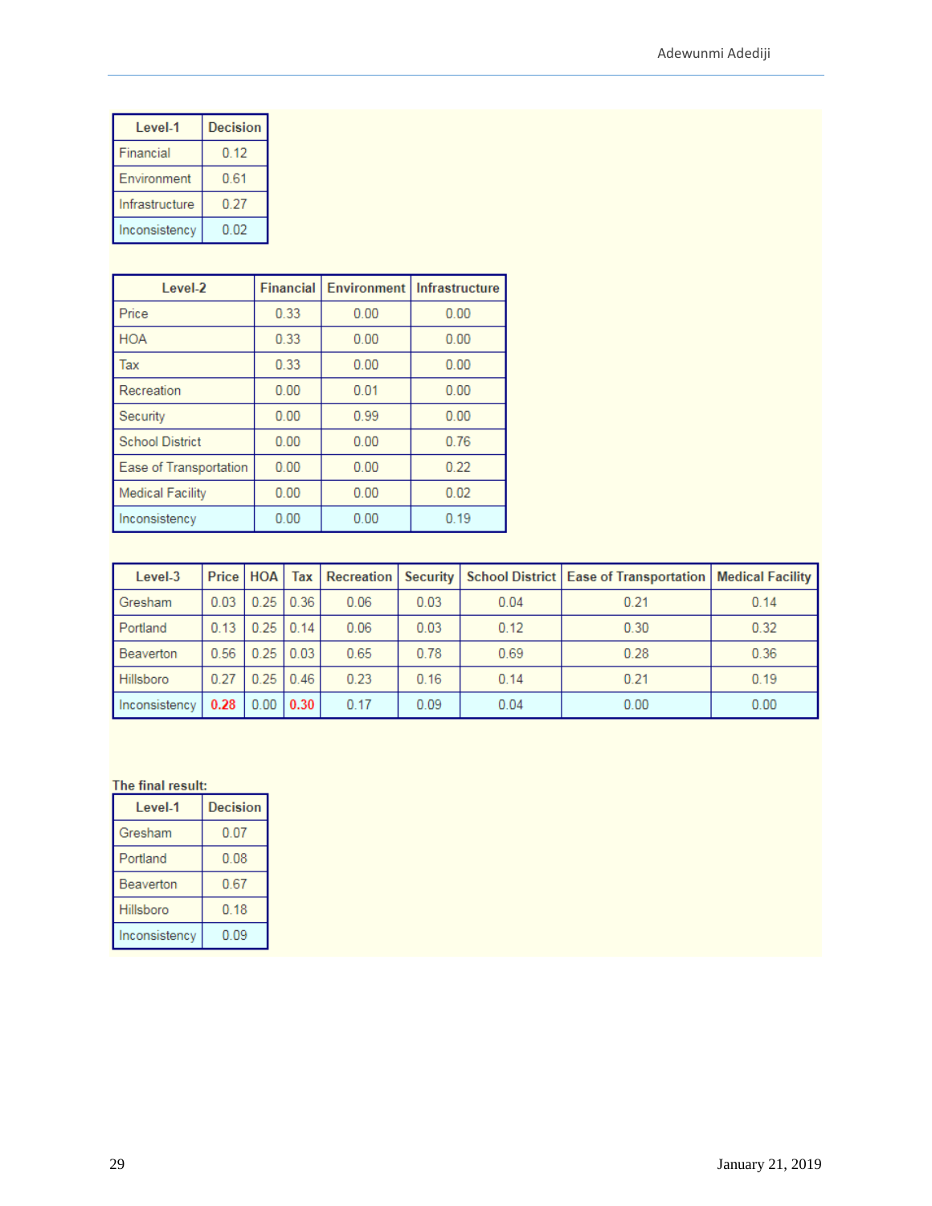| Level-1 | Decision |
|---|---|
| Financial | 0.12 |
| Environment | 0.61 |
| Infrastructure | 0.27 |
| Inconsistency | 0.02 |

| Level-2 | Financial | Environment | Infrastructure |
|---|---|---|---|
| Price | 0.33 | 0.00 | 0.00 |
| HOA | 0.33 | 0.00 | 0.00 |
| Tax | 0.33 | 0.00 | 0.00 |
| Recreation | 0.00 | 0.01 | 0.00 |
| Security | 0.00 | 0.99 | 0.00 |
| School District | 0.00 | 0.00 | 0.76 |
| Ease of Transportation | 0.00 | 0.00 | 0.22 |
| Medical Facility | 0.00 | 0.00 | 0.02 |
| Inconsistency | 0.00 | 0.00 | 0.19 |

| Level-3 | Price | HOA | Tax | Recreation | Security | School District | Ease of Transportation | Medical Facility |
|---|---|---|---|---|---|---|---|---|
| Gresham | 0.03 | 0.25 | 0.36 | 0.06 | 0.03 | 0.04 | 0.21 | 0.14 |
| Portland | 0.13 | 0.25 | 0.14 | 0.06 | 0.03 | 0.12 | 0.30 | 0.32 |
| Beaverton | 0.56 | 0.25 | 0.03 | 0.65 | 0.78 | 0.69 | 0.28 | 0.36 |
| Hillsboro | 0.27 | 0.25 | 0.46 | 0.23 | 0.16 | 0.14 | 0.21 | 0.19 |
| Inconsistency | **0.28** | 0.00 | **0.30** | 0.17 | 0.09 | 0.04 | 0.00 | 0.00 |

The final result:

| Level-1 | Decision |
|---|---|
| Gresham | 0.07 |
| Portland | 0.08 |
| Beaverton | 0.67 |
| Hillsboro | 0.18 |
| Inconsistency | 0.09 |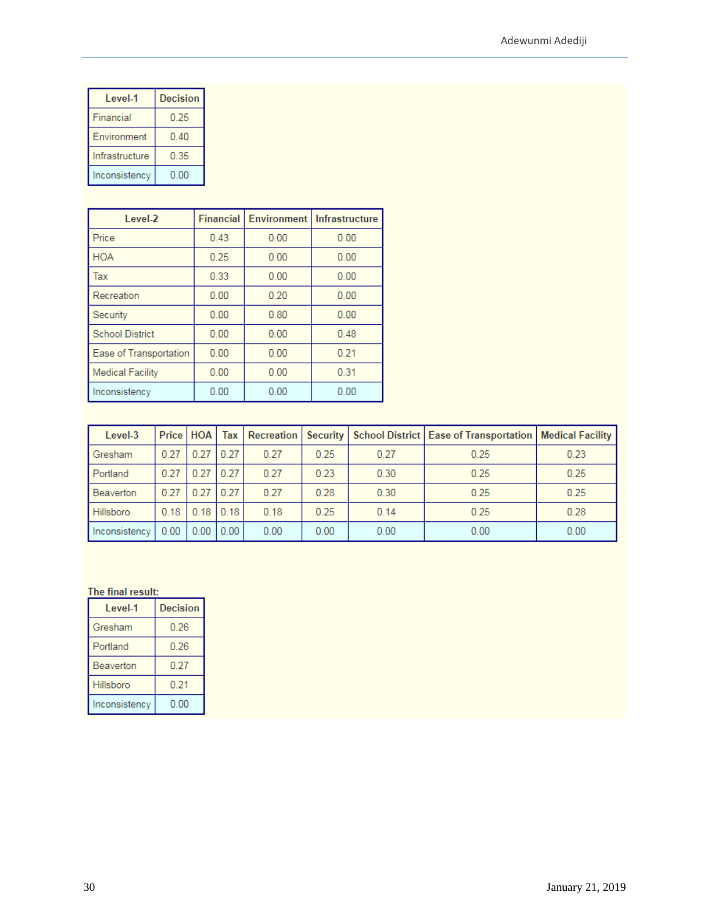| Level-1 | Decision |
|---|---|
| Financial | 0.25 |
| Environment | 0.40 |
| Infrastructure | 0.35 |
| Inconsistency | 0.00 |

| Level-2 | Financial | Environment | Infrastructure |
|---|---|---|---|
| Price | 0.43 | 0.00 | 0.00 |
| HOA | 0.25 | 0.00 | 0.00 |
| Tax | 0.33 | 0.00 | 0.00 |
| Recreation | 0.00 | 0.20 | 0.00 |
| Security | 0.00 | 0.80 | 0.00 |
| School District | 0.00 | 0.00 | 0.48 |
| Ease of Transportation | 0.00 | 0.00 | 0.21 |
| Medical Facility | 0.00 | 0.00 | 0.31 |
| Inconsistency | 0.00 | 0.00 | 0.00 |

| Level-3 | Price | HOA | Tax | Recreation | Security | School District | Ease of Transportation | Medical Facility |
|---|---|---|---|---|---|---|---|---|
| Gresham | 0.27 | 0.27 | 0.27 | 0.27 | 0.25 | 0.27 | 0.25 | 0.23 |
| Portland | 0.27 | 0.27 | 0.27 | 0.27 | 0.23 | 0.30 | 0.25 | 0.25 |
| Beaverton | 0.27 | 0.27 | 0.27 | 0.27 | 0.28 | 0.30 | 0.25 | 0.25 |
| Hillsboro | 0.18 | 0.18 | 0.18 | 0.18 | 0.25 | 0.14 | 0.25 | 0.28 |
| Inconsistency | 0.00 | 0.00 | 0.00 | 0.00 | 0.00 | 0.00 | 0.00 | 0.00 |

**The final result:**

| Level-1 | Decision |
|---|---|
| Gresham | 0.26 |
| Portland | 0.26 |
| Beaverton | 0.27 |
| Hillsboro | 0.21 |
| Inconsistency | 0.00 |